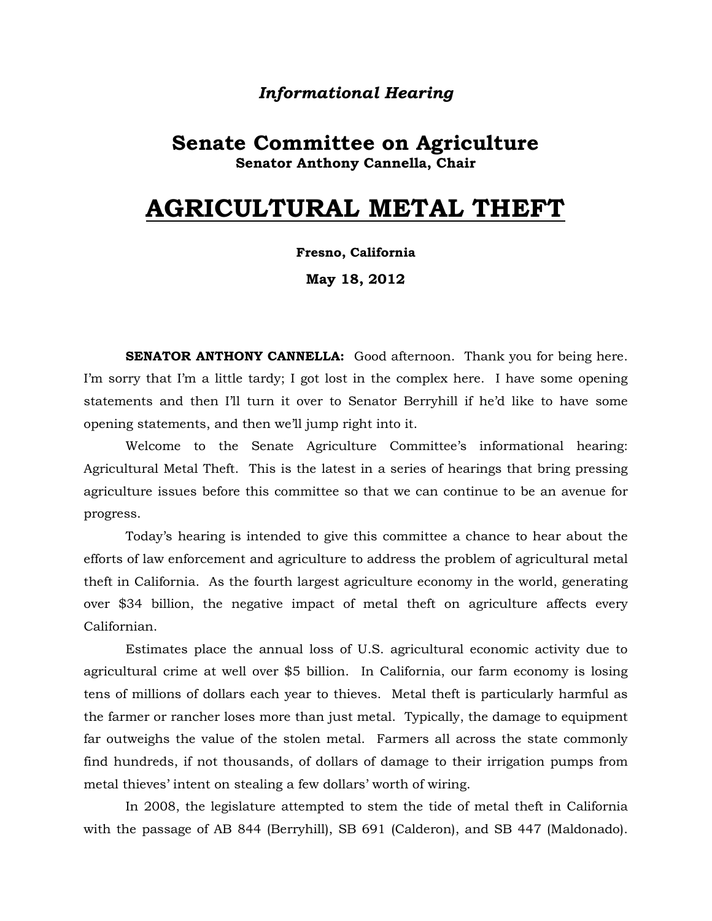*Informational Hearing*

# Senate Committee on Agriculture

**Senator Anthony Cannella, Chair**

# AGRICULTURAL METAL THEFT

**Fresno, California**

**May 18, 2012**

**SENATOR ANTHONY CANNELLA:** Good afternoon. Thank you for being here. I'm sorry that I'm a little tardy; I got lost in the complex here. I have some opening statements and then I'll turn it over to Senator Berryhill if he'd like to have some opening statements, and then we'll jump right into it.

Welcome to the Senate Agriculture Committee's informational hearing: Agricultural Metal Theft. This is the latest in a series of hearings that bring pressing agriculture issues before this committee so that we can continue to be an avenue for progress.

Today's hearing is intended to give this committee a chance to hear about the efforts of law enforcement and agriculture to address the problem of agricultural metal theft in California. As the fourth largest agriculture economy in the world, generating over $34 billion, the negative impact of metal theft on agriculture affects every Californian.

Estimates place the annual loss of U.S. agricultural economic activity due to agricultural crime at well over $5 billion. In California, our farm economy is losing tens of millions of dollars each year to thieves. Metal theft is particularly harmful as the farmer or rancher loses more than just metal. Typically, the damage to equipment far outweighs the value of the stolen metal. Farmers all across the state commonly find hundreds, if not thousands, of dollars of damage to their irrigation pumps from metal thieves' intent on stealing a few dollars' worth of wiring.

In 2008, the legislature attempted to stem the tide of metal theft in California with the passage of AB 844 (Berryhill), SB 691 (Calderon), and SB 447 (Maldonado).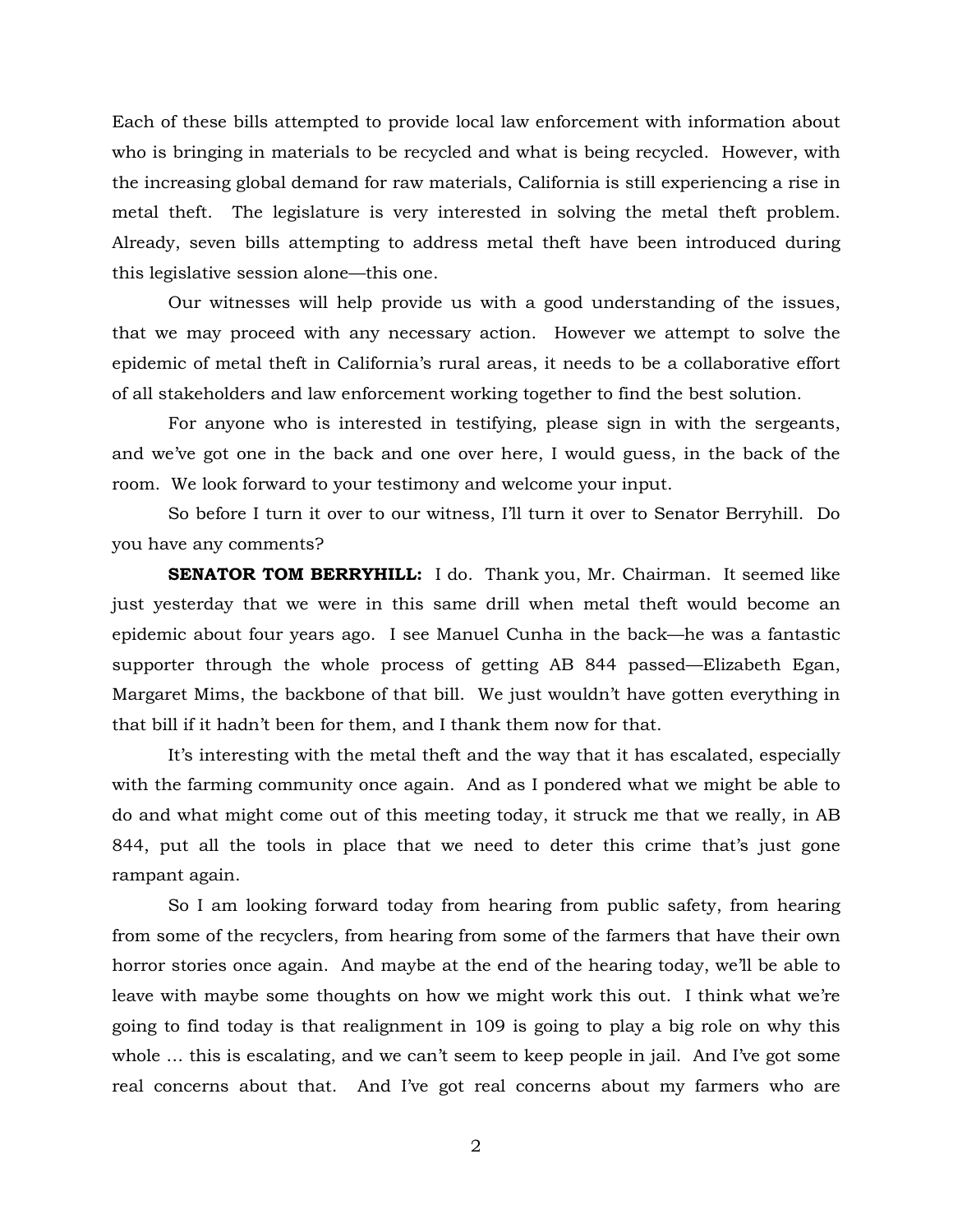Each of these bills attempted to provide local law enforcement with information about who is bringing in materials to be recycled and what is being recycled. However, with the increasing global demand for raw materials, California is still experiencing a rise in metal theft. The legislature is very interested in solving the metal theft problem. Already, seven bills attempting to address metal theft have been introduced during this legislative session alone—this one.

Our witnesses will help provide us with a good understanding of the issues, that we may proceed with any necessary action. However we attempt to solve the epidemic of metal theft in California's rural areas, it needs to be a collaborative effort of all stakeholders and law enforcement working together to find the best solution.

For anyone who is interested in testifying, please sign in with the sergeants, and we've got one in the back and one over here, I would guess, in the back of the room. We look forward to your testimony and welcome your input.

So before I turn it over to our witness, I'll turn it over to Senator Berryhill. Do you have any comments?

**SENATOR TOM BERRYHILL:** I do. Thank you, Mr. Chairman. It seemed like just yesterday that we were in this same drill when metal theft would become an epidemic about four years ago. I see Manuel Cunha in the back—he was a fantastic supporter through the whole process of getting AB 844 passed—Elizabeth Egan, Margaret Mims, the backbone of that bill. We just wouldn't have gotten everything in that bill if it hadn't been for them, and I thank them now for that.

It's interesting with the metal theft and the way that it has escalated, especially with the farming community once again. And as I pondered what we might be able to do and what might come out of this meeting today, it struck me that we really, in AB 844, put all the tools in place that we need to deter this crime that's just gone rampant again.

So I am looking forward today from hearing from public safety, from hearing from some of the recyclers, from hearing from some of the farmers that have their own horror stories once again. And maybe at the end of the hearing today, we'll be able to leave with maybe some thoughts on how we might work this out. I think what we're going to find today is that realignment in 109 is going to play a big role on why this whole … this is escalating, and we can't seem to keep people in jail. And I've got some real concerns about that. And I've got real concerns about my farmers who are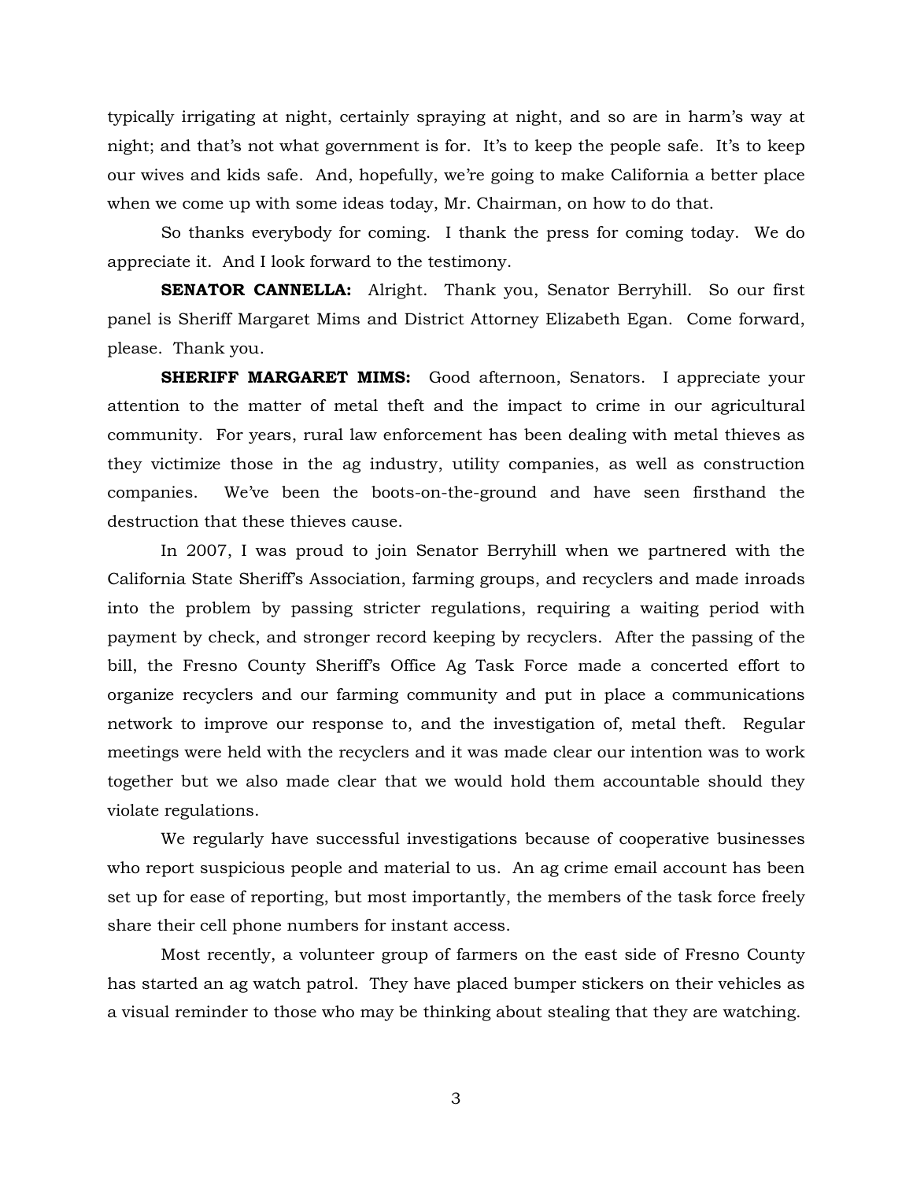typically irrigating at night, certainly spraying at night, and so are in harm's way at night; and that's not what government is for. It's to keep the people safe. It's to keep our wives and kids safe. And, hopefully, we're going to make California a better place when we come up with some ideas today, Mr. Chairman, on how to do that.

So thanks everybody for coming. I thank the press for coming today. We do appreciate it. And I look forward to the testimony.

**SENATOR CANNELLA:** Alright. Thank you, Senator Berryhill. So our first panel is Sheriff Margaret Mims and District Attorney Elizabeth Egan. Come forward, please. Thank you.

**SHERIFF MARGARET MIMS:** Good afternoon, Senators. I appreciate your attention to the matter of metal theft and the impact to crime in our agricultural community. For years, rural law enforcement has been dealing with metal thieves as they victimize those in the ag industry, utility companies, as well as construction companies. We've been the boots-on-the-ground and have seen firsthand the destruction that these thieves cause.

In 2007, I was proud to join Senator Berryhill when we partnered with the California State Sheriff's Association, farming groups, and recyclers and made inroads into the problem by passing stricter regulations, requiring a waiting period with payment by check, and stronger record keeping by recyclers. After the passing of the bill, the Fresno County Sheriff's Office Ag Task Force made a concerted effort to organize recyclers and our farming community and put in place a communications network to improve our response to, and the investigation of, metal theft. Regular meetings were held with the recyclers and it was made clear our intention was to work together but we also made clear that we would hold them accountable should they violate regulations.

We regularly have successful investigations because of cooperative businesses who report suspicious people and material to us. An ag crime email account has been set up for ease of reporting, but most importantly, the members of the task force freely share their cell phone numbers for instant access.

Most recently, a volunteer group of farmers on the east side of Fresno County has started an ag watch patrol. They have placed bumper stickers on their vehicles as a visual reminder to those who may be thinking about stealing that they are watching.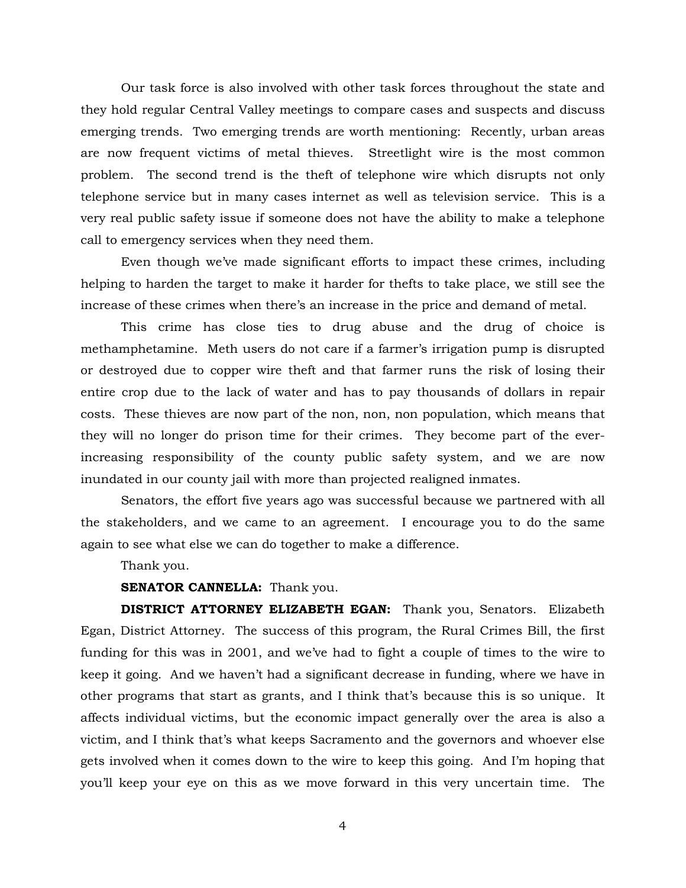Our task force is also involved with other task forces throughout the state and they hold regular Central Valley meetings to compare cases and suspects and discuss emerging trends. Two emerging trends are worth mentioning: Recently, urban areas are now frequent victims of metal thieves. Streetlight wire is the most common problem. The second trend is the theft of telephone wire which disrupts not only telephone service but in many cases internet as well as television service. This is a very real public safety issue if someone does not have the ability to make a telephone call to emergency services when they need them.

Even though we've made significant efforts to impact these crimes, including helping to harden the target to make it harder for thefts to take place, we still see the increase of these crimes when there's an increase in the price and demand of metal.

This crime has close ties to drug abuse and the drug of choice is methamphetamine. Meth users do not care if a farmer's irrigation pump is disrupted or destroyed due to copper wire theft and that farmer runs the risk of losing their entire crop due to the lack of water and has to pay thousands of dollars in repair costs. These thieves are now part of the non, non, non population, which means that they will no longer do prison time for their crimes. They become part of the ever-increasing responsibility of the county public safety system, and we are now inundated in our county jail with more than projected realigned inmates.

Senators, the effort five years ago was successful because we partnered with all the stakeholders, and we came to an agreement. I encourage you to do the same again to see what else we can do together to make a difference.

Thank you.

**SENATOR CANNELLA:** Thank you.

**DISTRICT ATTORNEY ELIZABETH EGAN:** Thank you, Senators. Elizabeth Egan, District Attorney. The success of this program, the Rural Crimes Bill, the first funding for this was in 2001, and we've had to fight a couple of times to the wire to keep it going. And we haven't had a significant decrease in funding, where we have in other programs that start as grants, and I think that's because this is so unique. It affects individual victims, but the economic impact generally over the area is also a victim, and I think that's what keeps Sacramento and the governors and whoever else gets involved when it comes down to the wire to keep this going. And I'm hoping that you'll keep your eye on this as we move forward in this very uncertain time. The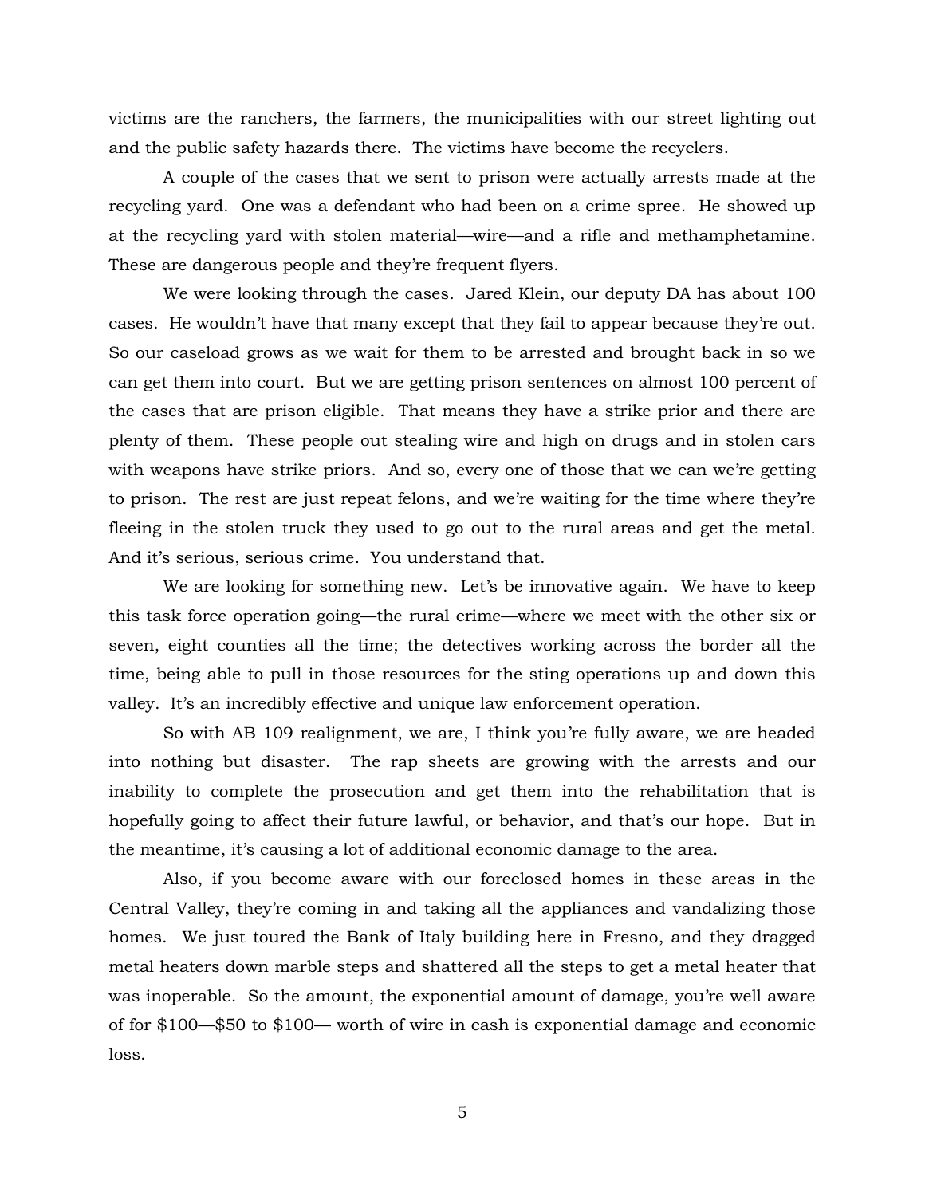victims are the ranchers, the farmers, the municipalities with our street lighting out and the public safety hazards there. The victims have become the recyclers.

A couple of the cases that we sent to prison were actually arrests made at the recycling yard. One was a defendant who had been on a crime spree. He showed up at the recycling yard with stolen material—wire—and a rifle and methamphetamine. These are dangerous people and they're frequent flyers.

We were looking through the cases. Jared Klein, our deputy DA has about 100 cases. He wouldn't have that many except that they fail to appear because they're out. So our caseload grows as we wait for them to be arrested and brought back in so we can get them into court. But we are getting prison sentences on almost 100 percent of the cases that are prison eligible. That means they have a strike prior and there are plenty of them. These people out stealing wire and high on drugs and in stolen cars with weapons have strike priors. And so, every one of those that we can we're getting to prison. The rest are just repeat felons, and we're waiting for the time where they're fleeing in the stolen truck they used to go out to the rural areas and get the metal. And it's serious, serious crime. You understand that.

We are looking for something new. Let's be innovative again. We have to keep this task force operation going—the rural crime—where we meet with the other six or seven, eight counties all the time; the detectives working across the border all the time, being able to pull in those resources for the sting operations up and down this valley. It's an incredibly effective and unique law enforcement operation.

So with AB 109 realignment, we are, I think you're fully aware, we are headed into nothing but disaster. The rap sheets are growing with the arrests and our inability to complete the prosecution and get them into the rehabilitation that is hopefully going to affect their future lawful, or behavior, and that's our hope. But in the meantime, it's causing a lot of additional economic damage to the area.

Also, if you become aware with our foreclosed homes in these areas in the Central Valley, they're coming in and taking all the appliances and vandalizing those homes. We just toured the Bank of Italy building here in Fresno, and they dragged metal heaters down marble steps and shattered all the steps to get a metal heater that was inoperable. So the amount, the exponential amount of damage, you're well aware of for \$100—\$50 to \$100— worth of wire in cash is exponential damage and economic loss.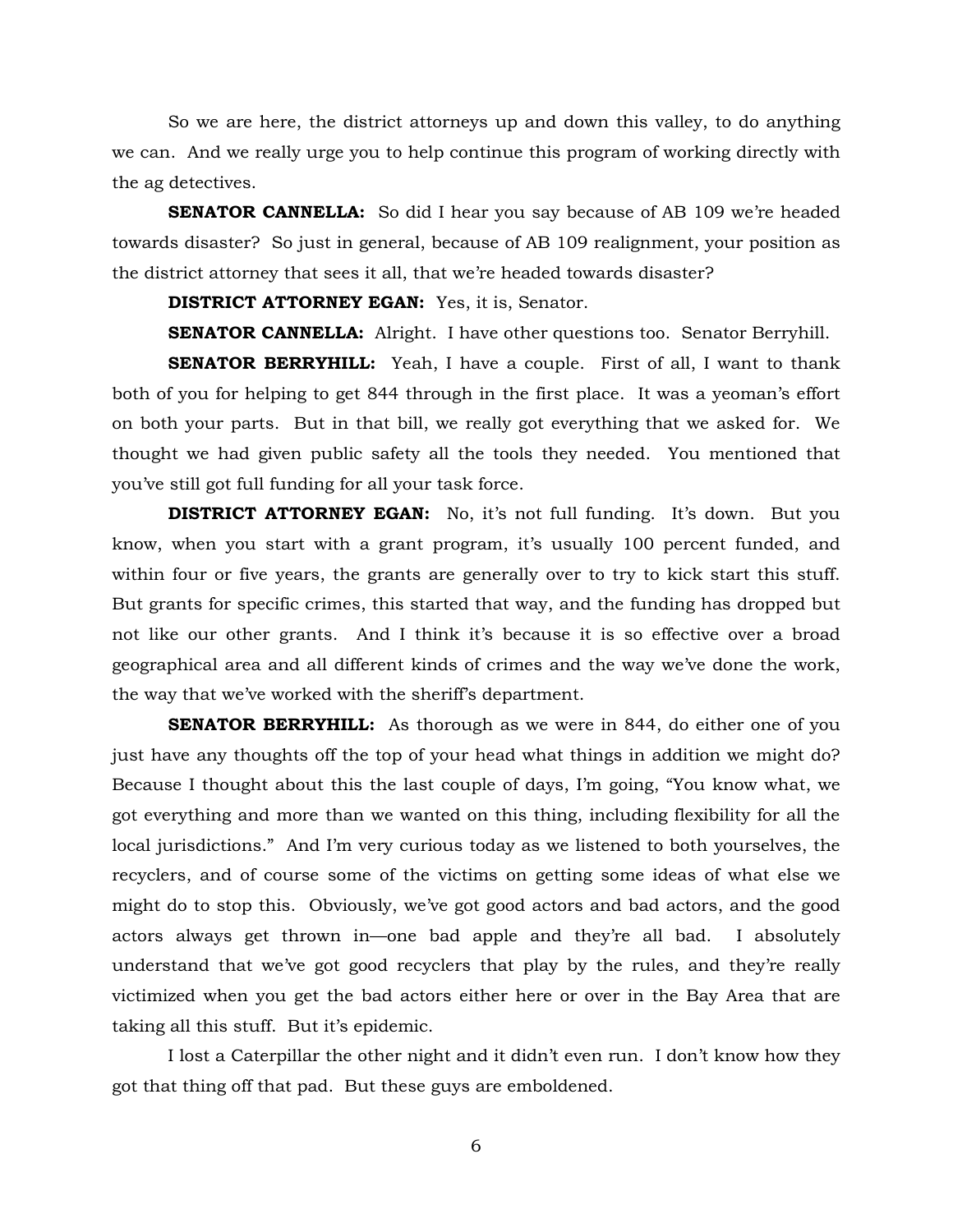So we are here, the district attorneys up and down this valley, to do anything we can. And we really urge you to help continue this program of working directly with the ag detectives.

**SENATOR CANNELLA:** So did I hear you say because of AB 109 we're headed towards disaster? So just in general, because of AB 109 realignment, your position as the district attorney that sees it all, that we're headed towards disaster?

**DISTRICT ATTORNEY EGAN:** Yes, it is, Senator.

**SENATOR CANNELLA:** Alright. I have other questions too. Senator Berryhill.

**SENATOR BERRYHILL:** Yeah, I have a couple. First of all, I want to thank both of you for helping to get 844 through in the first place. It was a yeoman's effort on both your parts. But in that bill, we really got everything that we asked for. We thought we had given public safety all the tools they needed. You mentioned that you've still got full funding for all your task force.

**DISTRICT ATTORNEY EGAN:** No, it's not full funding. It's down. But you know, when you start with a grant program, it's usually 100 percent funded, and within four or five years, the grants are generally over to try to kick start this stuff. But grants for specific crimes, this started that way, and the funding has dropped but not like our other grants. And I think it's because it is so effective over a broad geographical area and all different kinds of crimes and the way we've done the work, the way that we've worked with the sheriff's department.

**SENATOR BERRYHILL:** As thorough as we were in 844, do either one of you just have any thoughts off the top of your head what things in addition we might do? Because I thought about this the last couple of days, I'm going, "You know what, we got everything and more than we wanted on this thing, including flexibility for all the local jurisdictions." And I'm very curious today as we listened to both yourselves, the recyclers, and of course some of the victims on getting some ideas of what else we might do to stop this. Obviously, we've got good actors and bad actors, and the good actors always get thrown in—one bad apple and they're all bad. I absolutely understand that we've got good recyclers that play by the rules, and they're really victimized when you get the bad actors either here or over in the Bay Area that are taking all this stuff. But it's epidemic.

I lost a Caterpillar the other night and it didn't even run. I don't know how they got that thing off that pad. But these guys are emboldened.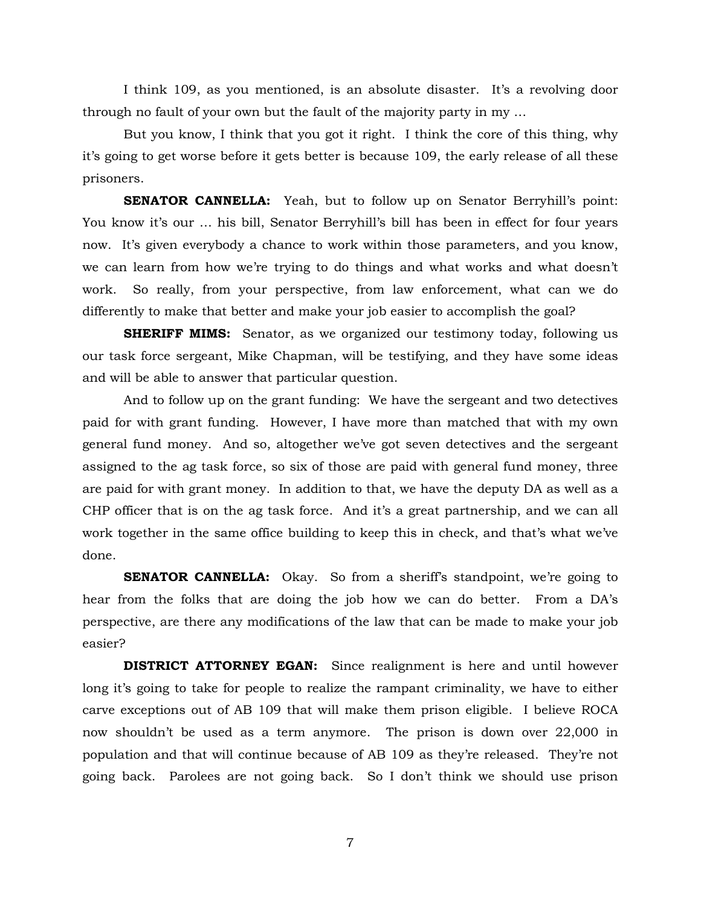I think 109, as you mentioned, is an absolute disaster. It's a revolving door through no fault of your own but the fault of the majority party in my …

But you know, I think that you got it right. I think the core of this thing, why it's going to get worse before it gets better is because 109, the early release of all these prisoners.

**SENATOR CANNELLA:** Yeah, but to follow up on Senator Berryhill's point: You know it's our … his bill, Senator Berryhill's bill has been in effect for four years now. It's given everybody a chance to work within those parameters, and you know, we can learn from how we're trying to do things and what works and what doesn't work. So really, from your perspective, from law enforcement, what can we do differently to make that better and make your job easier to accomplish the goal?

**SHERIFF MIMS:** Senator, as we organized our testimony today, following us our task force sergeant, Mike Chapman, will be testifying, and they have some ideas and will be able to answer that particular question.

And to follow up on the grant funding: We have the sergeant and two detectives paid for with grant funding. However, I have more than matched that with my own general fund money. And so, altogether we've got seven detectives and the sergeant assigned to the ag task force, so six of those are paid with general fund money, three are paid for with grant money. In addition to that, we have the deputy DA as well as a CHP officer that is on the ag task force. And it's a great partnership, and we can all work together in the same office building to keep this in check, and that's what we've done.

**SENATOR CANNELLA:** Okay. So from a sheriff's standpoint, we're going to hear from the folks that are doing the job how we can do better. From a DA's perspective, are there any modifications of the law that can be made to make your job easier?

**DISTRICT ATTORNEY EGAN:** Since realignment is here and until however long it's going to take for people to realize the rampant criminality, we have to either carve exceptions out of AB 109 that will make them prison eligible. I believe ROCA now shouldn't be used as a term anymore. The prison is down over 22,000 in population and that will continue because of AB 109 as they're released. They're not going back. Parolees are not going back. So I don't think we should use prison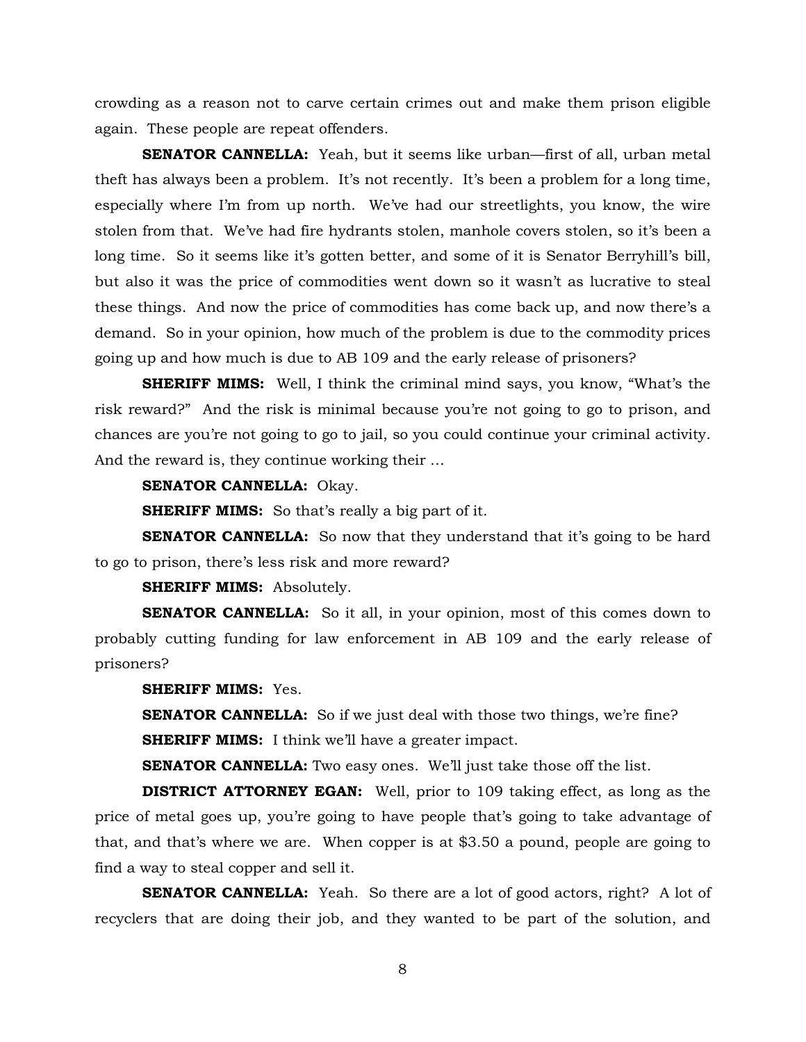crowding as a reason not to carve certain crimes out and make them prison eligible again. These people are repeat offenders.

**SENATOR CANNELLA:** Yeah, but it seems like urban—first of all, urban metal theft has always been a problem. It's not recently. It's been a problem for a long time, especially where I'm from up north. We've had our streetlights, you know, the wire stolen from that. We've had fire hydrants stolen, manhole covers stolen, so it's been a long time. So it seems like it's gotten better, and some of it is Senator Berryhill's bill, but also it was the price of commodities went down so it wasn't as lucrative to steal these things. And now the price of commodities has come back up, and now there's a demand. So in your opinion, how much of the problem is due to the commodity prices going up and how much is due to AB 109 and the early release of prisoners?

**SHERIFF MIMS:** Well, I think the criminal mind says, you know, "What's the risk reward?" And the risk is minimal because you're not going to go to prison, and chances are you're not going to go to jail, so you could continue your criminal activity. And the reward is, they continue working their …

**SENATOR CANNELLA:** Okay.

**SHERIFF MIMS:** So that's really a big part of it.

**SENATOR CANNELLA:** So now that they understand that it's going to be hard to go to prison, there's less risk and more reward?

**SHERIFF MIMS:** Absolutely.

**SENATOR CANNELLA:** So it all, in your opinion, most of this comes down to probably cutting funding for law enforcement in AB 109 and the early release of prisoners?

**SHERIFF MIMS:** Yes.

**SENATOR CANNELLA:** So if we just deal with those two things, we're fine?

**SHERIFF MIMS:** I think we'll have a greater impact.

**SENATOR CANNELLA:** Two easy ones. We'll just take those off the list.

**DISTRICT ATTORNEY EGAN:** Well, prior to 109 taking effect, as long as the price of metal goes up, you're going to have people that's going to take advantage of that, and that's where we are. When copper is at $3.50 a pound, people are going to find a way to steal copper and sell it.

**SENATOR CANNELLA:** Yeah. So there are a lot of good actors, right? A lot of recyclers that are doing their job, and they wanted to be part of the solution, and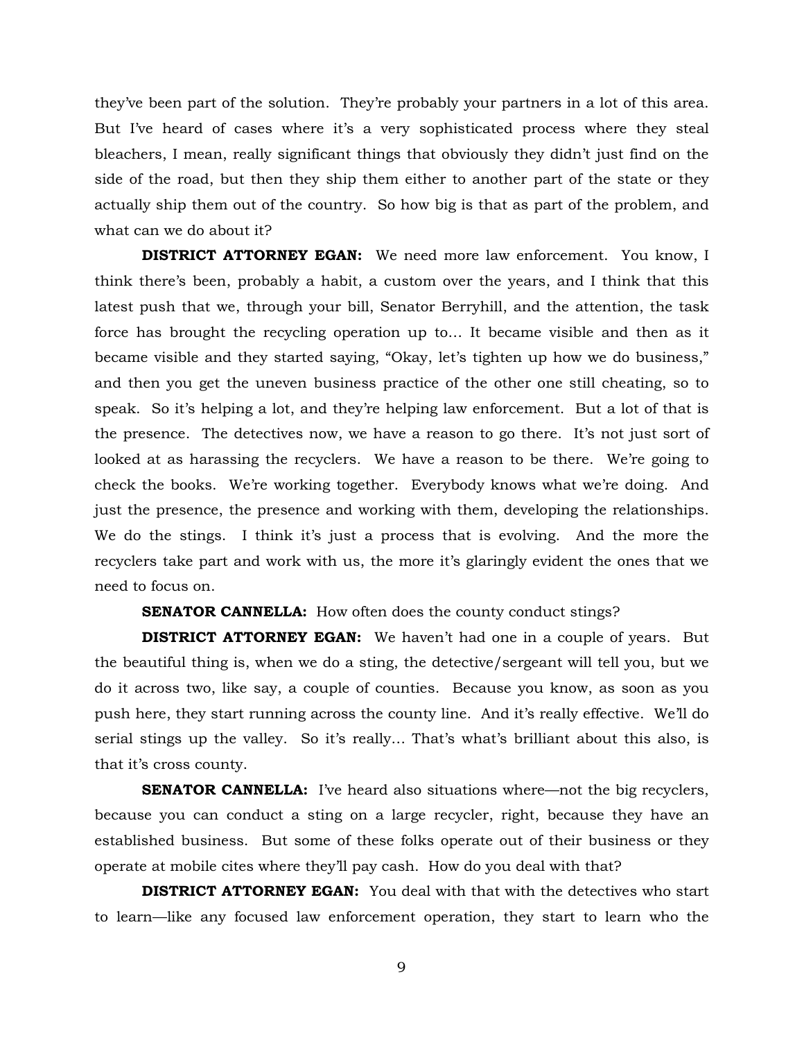they've been part of the solution. They're probably your partners in a lot of this area. But I've heard of cases where it's a very sophisticated process where they steal bleachers, I mean, really significant things that obviously they didn't just find on the side of the road, but then they ship them either to another part of the state or they actually ship them out of the country. So how big is that as part of the problem, and what can we do about it?

**DISTRICT ATTORNEY EGAN:** We need more law enforcement. You know, I think there's been, probably a habit, a custom over the years, and I think that this latest push that we, through your bill, Senator Berryhill, and the attention, the task force has brought the recycling operation up to… It became visible and then as it became visible and they started saying, "Okay, let's tighten up how we do business," and then you get the uneven business practice of the other one still cheating, so to speak. So it's helping a lot, and they're helping law enforcement. But a lot of that is the presence. The detectives now, we have a reason to go there. It's not just sort of looked at as harassing the recyclers. We have a reason to be there. We're going to check the books. We're working together. Everybody knows what we're doing. And just the presence, the presence and working with them, developing the relationships. We do the stings. I think it's just a process that is evolving. And the more the recyclers take part and work with us, the more it's glaringly evident the ones that we need to focus on.

**SENATOR CANNELLA:** How often does the county conduct stings?

**DISTRICT ATTORNEY EGAN:** We haven't had one in a couple of years. But the beautiful thing is, when we do a sting, the detective/sergeant will tell you, but we do it across two, like say, a couple of counties. Because you know, as soon as you push here, they start running across the county line. And it's really effective. We'll do serial stings up the valley. So it's really… That's what's brilliant about this also, is that it's cross county.

**SENATOR CANNELLA:** I've heard also situations where—not the big recyclers, because you can conduct a sting on a large recycler, right, because they have an established business. But some of these folks operate out of their business or they operate at mobile cites where they'll pay cash. How do you deal with that?

**DISTRICT ATTORNEY EGAN:** You deal with that with the detectives who start to learn—like any focused law enforcement operation, they start to learn who the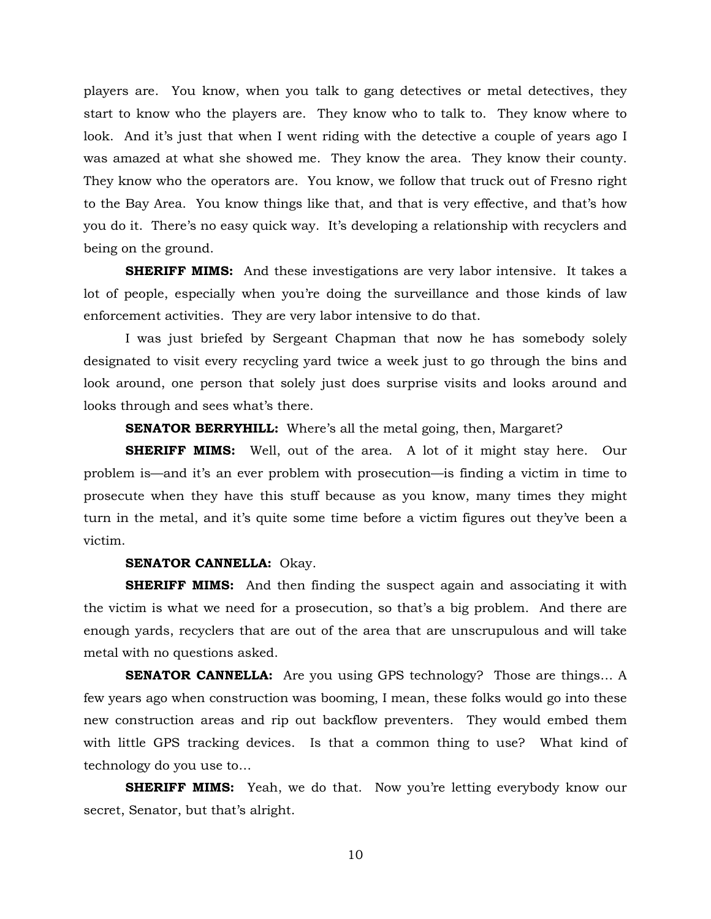players are. You know, when you talk to gang detectives or metal detectives, they start to know who the players are. They know who to talk to. They know where to look. And it's just that when I went riding with the detective a couple of years ago I was amazed at what she showed me. They know the area. They know their county. They know who the operators are. You know, we follow that truck out of Fresno right to the Bay Area. You know things like that, and that is very effective, and that's how you do it. There's no easy quick way. It's developing a relationship with recyclers and being on the ground.

**SHERIFF MIMS:** And these investigations are very labor intensive. It takes a lot of people, especially when you're doing the surveillance and those kinds of law enforcement activities. They are very labor intensive to do that.

I was just briefed by Sergeant Chapman that now he has somebody solely designated to visit every recycling yard twice a week just to go through the bins and look around, one person that solely just does surprise visits and looks around and looks through and sees what's there.

**SENATOR BERRYHILL:** Where's all the metal going, then, Margaret?

**SHERIFF MIMS:** Well, out of the area. A lot of it might stay here. Our problem is—and it's an ever problem with prosecution—is finding a victim in time to prosecute when they have this stuff because as you know, many times they might turn in the metal, and it's quite some time before a victim figures out they've been a victim.

**SENATOR CANNELLA:** Okay.

**SHERIFF MIMS:** And then finding the suspect again and associating it with the victim is what we need for a prosecution, so that's a big problem. And there are enough yards, recyclers that are out of the area that are unscrupulous and will take metal with no questions asked.

**SENATOR CANNELLA:** Are you using GPS technology? Those are things… A few years ago when construction was booming, I mean, these folks would go into these new construction areas and rip out backflow preventers. They would embed them with little GPS tracking devices. Is that a common thing to use? What kind of technology do you use to…

**SHERIFF MIMS:** Yeah, we do that. Now you're letting everybody know our secret, Senator, but that's alright.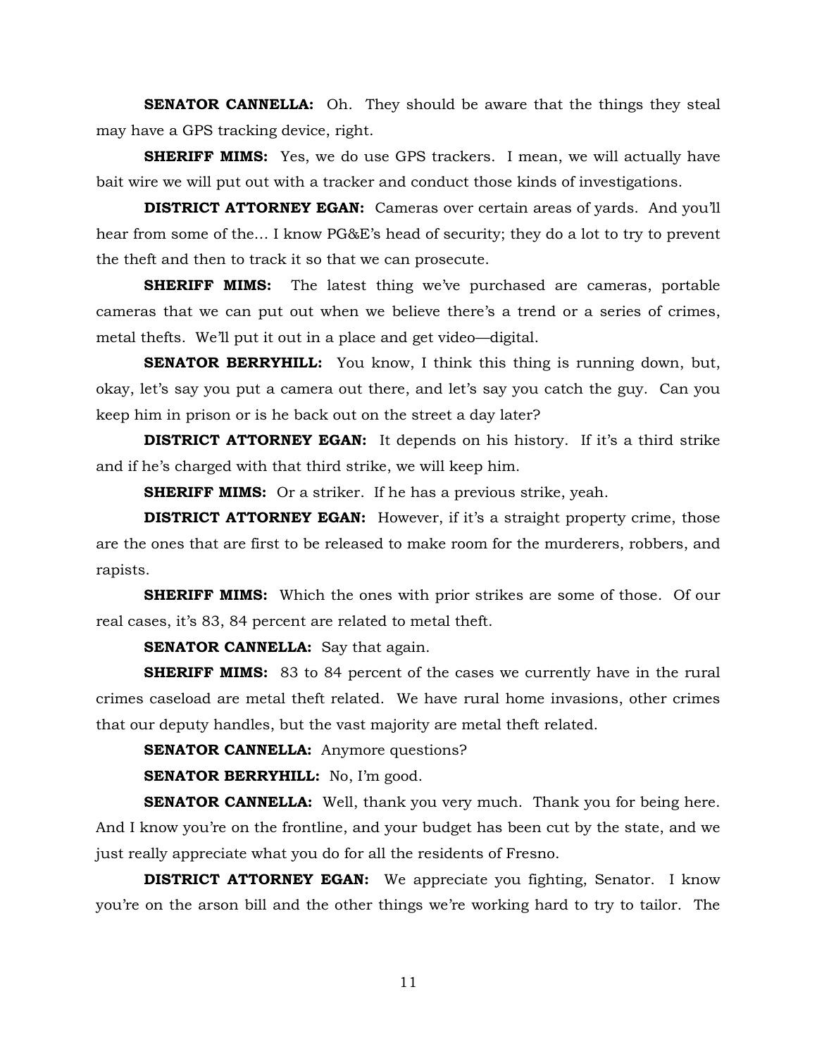**SENATOR CANNELLA:** Oh. They should be aware that the things they steal may have a GPS tracking device, right.

**SHERIFF MIMS:** Yes, we do use GPS trackers. I mean, we will actually have bait wire we will put out with a tracker and conduct those kinds of investigations.

**DISTRICT ATTORNEY EGAN:** Cameras over certain areas of yards. And you'll hear from some of the… I know PG&E's head of security; they do a lot to try to prevent the theft and then to track it so that we can prosecute.

**SHERIFF MIMS:** The latest thing we've purchased are cameras, portable cameras that we can put out when we believe there's a trend or a series of crimes, metal thefts. We'll put it out in a place and get video—digital.

**SENATOR BERRYHILL:** You know, I think this thing is running down, but, okay, let's say you put a camera out there, and let's say you catch the guy. Can you keep him in prison or is he back out on the street a day later?

**DISTRICT ATTORNEY EGAN:** It depends on his history. If it's a third strike and if he's charged with that third strike, we will keep him.

**SHERIFF MIMS:** Or a striker. If he has a previous strike, yeah.

**DISTRICT ATTORNEY EGAN:** However, if it's a straight property crime, those are the ones that are first to be released to make room for the murderers, robbers, and rapists.

**SHERIFF MIMS:** Which the ones with prior strikes are some of those. Of our real cases, it's 83, 84 percent are related to metal theft.

**SENATOR CANNELLA:** Say that again.

**SHERIFF MIMS:** 83 to 84 percent of the cases we currently have in the rural crimes caseload are metal theft related. We have rural home invasions, other crimes that our deputy handles, but the vast majority are metal theft related.

**SENATOR CANNELLA:** Anymore questions?

**SENATOR BERRYHILL:** No, I'm good.

**SENATOR CANNELLA:** Well, thank you very much. Thank you for being here. And I know you're on the frontline, and your budget has been cut by the state, and we just really appreciate what you do for all the residents of Fresno.

**DISTRICT ATTORNEY EGAN:** We appreciate you fighting, Senator. I know you're on the arson bill and the other things we're working hard to try to tailor. The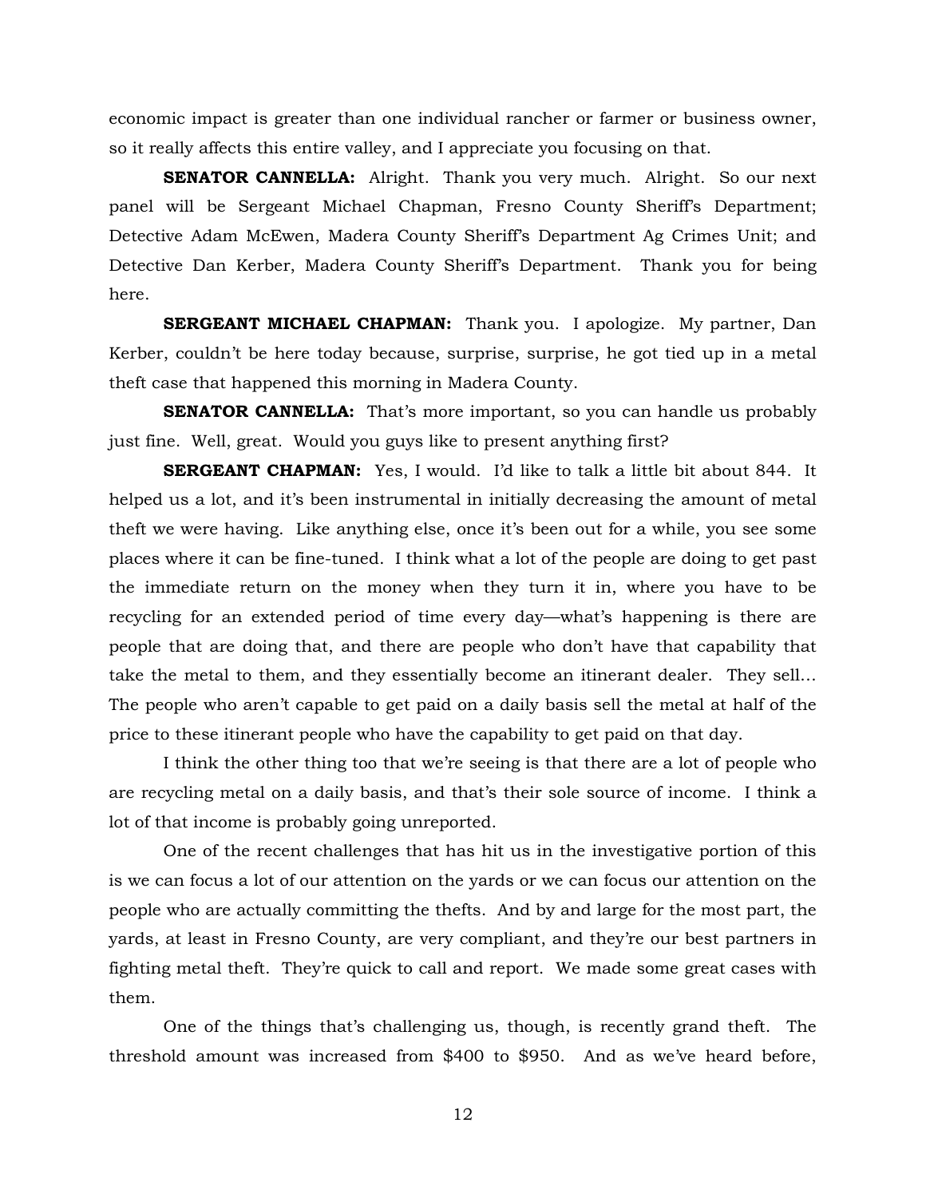economic impact is greater than one individual rancher or farmer or business owner, so it really affects this entire valley, and I appreciate you focusing on that.

**SENATOR CANNELLA:** Alright. Thank you very much. Alright. So our next panel will be Sergeant Michael Chapman, Fresno County Sheriff's Department; Detective Adam McEwen, Madera County Sheriff's Department Ag Crimes Unit; and Detective Dan Kerber, Madera County Sheriff's Department. Thank you for being here.

**SERGEANT MICHAEL CHAPMAN:** Thank you. I apologize. My partner, Dan Kerber, couldn't be here today because, surprise, surprise, he got tied up in a metal theft case that happened this morning in Madera County.

**SENATOR CANNELLA:** That's more important, so you can handle us probably just fine. Well, great. Would you guys like to present anything first?

**SERGEANT CHAPMAN:** Yes, I would. I'd like to talk a little bit about 844. It helped us a lot, and it's been instrumental in initially decreasing the amount of metal theft we were having. Like anything else, once it's been out for a while, you see some places where it can be fine-tuned. I think what a lot of the people are doing to get past the immediate return on the money when they turn it in, where you have to be recycling for an extended period of time every day—what's happening is there are people that are doing that, and there are people who don't have that capability that take the metal to them, and they essentially become an itinerant dealer. They sell… The people who aren't capable to get paid on a daily basis sell the metal at half of the price to these itinerant people who have the capability to get paid on that day.

I think the other thing too that we're seeing is that there are a lot of people who are recycling metal on a daily basis, and that's their sole source of income. I think a lot of that income is probably going unreported.

One of the recent challenges that has hit us in the investigative portion of this is we can focus a lot of our attention on the yards or we can focus our attention on the people who are actually committing the thefts. And by and large for the most part, the yards, at least in Fresno County, are very compliant, and they're our best partners in fighting metal theft. They're quick to call and report. We made some great cases with them.

One of the things that's challenging us, though, is recently grand theft. The threshold amount was increased from $400 to $950. And as we've heard before,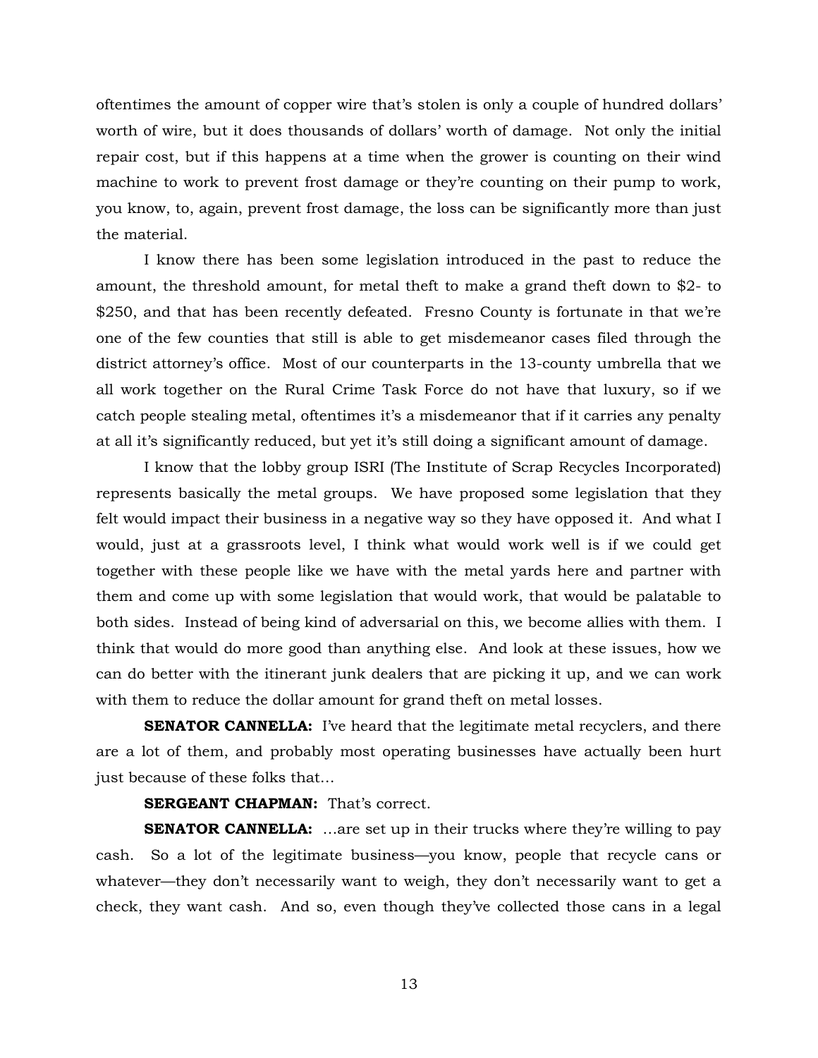oftentimes the amount of copper wire that's stolen is only a couple of hundred dollars' worth of wire, but it does thousands of dollars' worth of damage. Not only the initial repair cost, but if this happens at a time when the grower is counting on their wind machine to work to prevent frost damage or they're counting on their pump to work, you know, to, again, prevent frost damage, the loss can be significantly more than just the material.

I know there has been some legislation introduced in the past to reduce the amount, the threshold amount, for metal theft to make a grand theft down to $2- to $250, and that has been recently defeated. Fresno County is fortunate in that we're one of the few counties that still is able to get misdemeanor cases filed through the district attorney's office. Most of our counterparts in the 13-county umbrella that we all work together on the Rural Crime Task Force do not have that luxury, so if we catch people stealing metal, oftentimes it's a misdemeanor that if it carries any penalty at all it's significantly reduced, but yet it's still doing a significant amount of damage.

I know that the lobby group ISRI (The Institute of Scrap Recycles Incorporated) represents basically the metal groups. We have proposed some legislation that they felt would impact their business in a negative way so they have opposed it. And what I would, just at a grassroots level, I think what would work well is if we could get together with these people like we have with the metal yards here and partner with them and come up with some legislation that would work, that would be palatable to both sides. Instead of being kind of adversarial on this, we become allies with them. I think that would do more good than anything else. And look at these issues, how we can do better with the itinerant junk dealers that are picking it up, and we can work with them to reduce the dollar amount for grand theft on metal losses.

**SENATOR CANNELLA:** I've heard that the legitimate metal recyclers, and there are a lot of them, and probably most operating businesses have actually been hurt just because of these folks that…

**SERGEANT CHAPMAN:** That's correct.

**SENATOR CANNELLA:** …are set up in their trucks where they're willing to pay cash. So a lot of the legitimate business—you know, people that recycle cans or whatever—they don't necessarily want to weigh, they don't necessarily want to get a check, they want cash. And so, even though they've collected those cans in a legal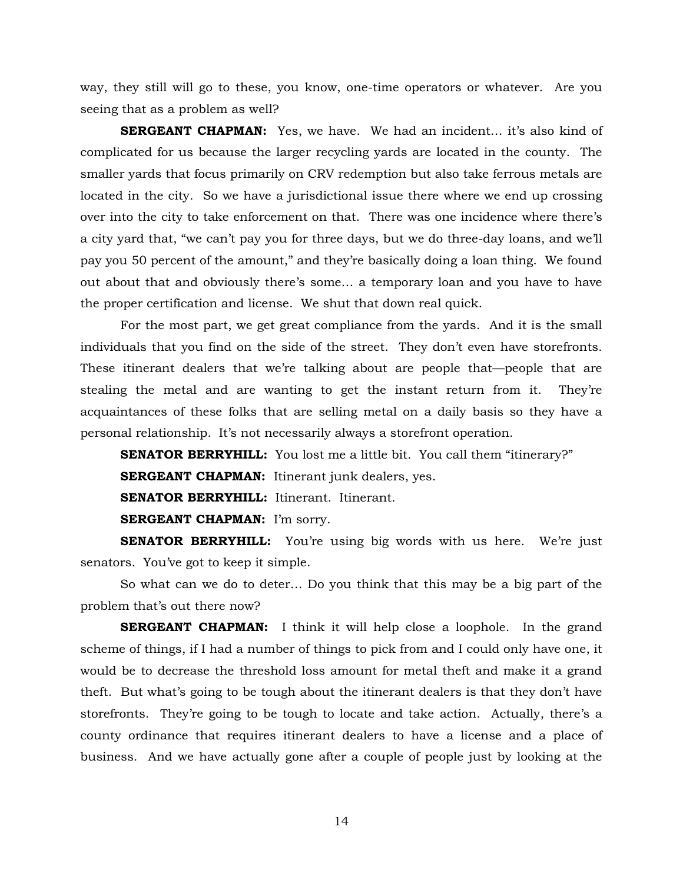way, they still will go to these, you know, one-time operators or whatever. Are you seeing that as a problem as well?

**SERGEANT CHAPMAN:** Yes, we have. We had an incident… it's also kind of complicated for us because the larger recycling yards are located in the county. The smaller yards that focus primarily on CRV redemption but also take ferrous metals are located in the city. So we have a jurisdictional issue there where we end up crossing over into the city to take enforcement on that. There was one incidence where there's a city yard that, "we can't pay you for three days, but we do three-day loans, and we'll pay you 50 percent of the amount," and they're basically doing a loan thing. We found out about that and obviously there's some… a temporary loan and you have to have the proper certification and license. We shut that down real quick.

For the most part, we get great compliance from the yards. And it is the small individuals that you find on the side of the street. They don't even have storefronts. These itinerant dealers that we're talking about are people that—people that are stealing the metal and are wanting to get the instant return from it. They're acquaintances of these folks that are selling metal on a daily basis so they have a personal relationship. It's not necessarily always a storefront operation.

**SENATOR BERRYHILL:** You lost me a little bit. You call them "itinerary?"

**SERGEANT CHAPMAN:** Itinerant junk dealers, yes.

**SENATOR BERRYHILL:** Itinerant. Itinerant.

**SERGEANT CHAPMAN:** I'm sorry.

**SENATOR BERRYHILL:** You're using big words with us here. We're just senators. You've got to keep it simple.

So what can we do to deter… Do you think that this may be a big part of the problem that's out there now?

**SERGEANT CHAPMAN:** I think it will help close a loophole. In the grand scheme of things, if I had a number of things to pick from and I could only have one, it would be to decrease the threshold loss amount for metal theft and make it a grand theft. But what's going to be tough about the itinerant dealers is that they don't have storefronts. They're going to be tough to locate and take action. Actually, there's a county ordinance that requires itinerant dealers to have a license and a place of business. And we have actually gone after a couple of people just by looking at the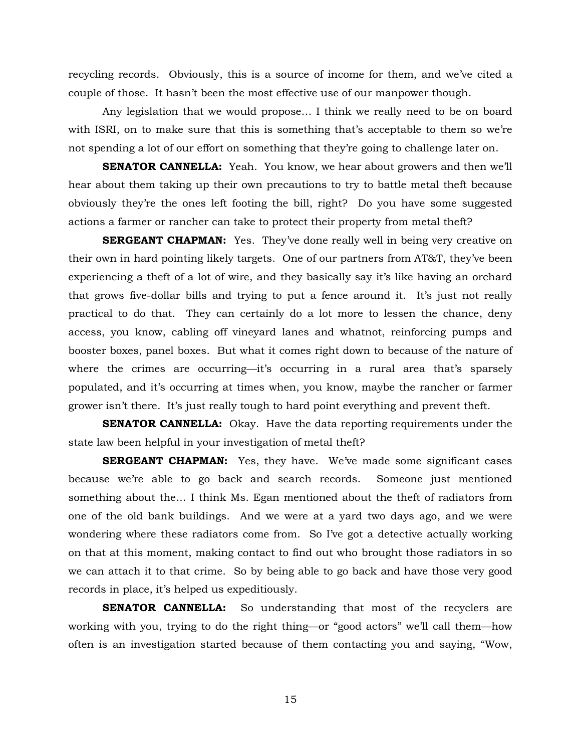recycling records. Obviously, this is a source of income for them, and we've cited a couple of those. It hasn't been the most effective use of our manpower though.

Any legislation that we would propose… I think we really need to be on board with ISRI, on to make sure that this is something that's acceptable to them so we're not spending a lot of our effort on something that they're going to challenge later on.

**SENATOR CANNELLA:** Yeah. You know, we hear about growers and then we'll hear about them taking up their own precautions to try to battle metal theft because obviously they're the ones left footing the bill, right? Do you have some suggested actions a farmer or rancher can take to protect their property from metal theft?

**SERGEANT CHAPMAN:** Yes. They've done really well in being very creative on their own in hard pointing likely targets. One of our partners from AT&T, they've been experiencing a theft of a lot of wire, and they basically say it's like having an orchard that grows five-dollar bills and trying to put a fence around it. It's just not really practical to do that. They can certainly do a lot more to lessen the chance, deny access, you know, cabling off vineyard lanes and whatnot, reinforcing pumps and booster boxes, panel boxes. But what it comes right down to because of the nature of where the crimes are occurring—it's occurring in a rural area that's sparsely populated, and it's occurring at times when, you know, maybe the rancher or farmer grower isn't there. It's just really tough to hard point everything and prevent theft.

**SENATOR CANNELLA:** Okay. Have the data reporting requirements under the state law been helpful in your investigation of metal theft?

**SERGEANT CHAPMAN:** Yes, they have. We've made some significant cases because we're able to go back and search records. Someone just mentioned something about the… I think Ms. Egan mentioned about the theft of radiators from one of the old bank buildings. And we were at a yard two days ago, and we were wondering where these radiators come from. So I've got a detective actually working on that at this moment, making contact to find out who brought those radiators in so we can attach it to that crime. So by being able to go back and have those very good records in place, it's helped us expeditiously.

**SENATOR CANNELLA:** So understanding that most of the recyclers are working with you, trying to do the right thing—or "good actors" we'll call them—how often is an investigation started because of them contacting you and saying, "Wow,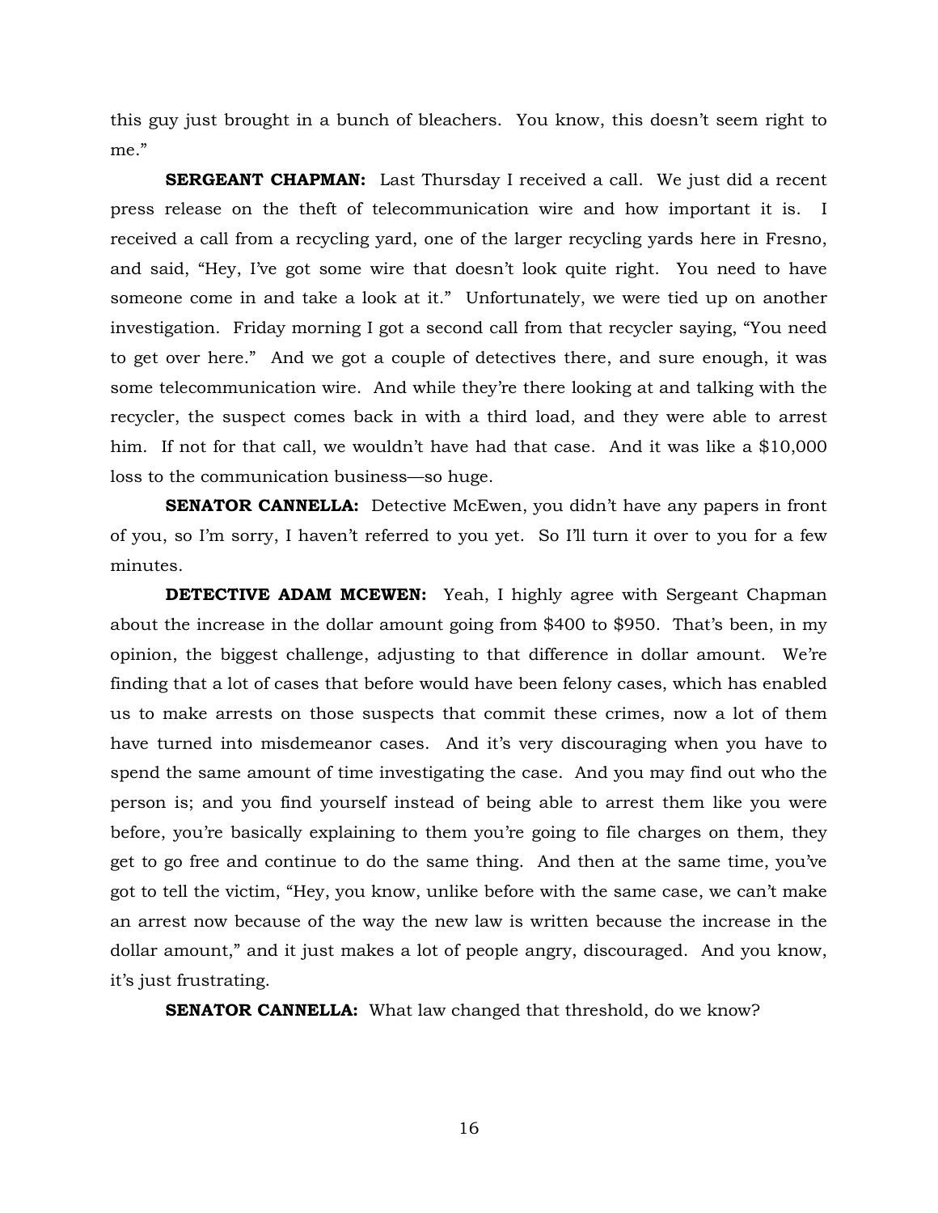this guy just brought in a bunch of bleachers. You know, this doesn't seem right to me."

**SERGEANT CHAPMAN:** Last Thursday I received a call. We just did a recent press release on the theft of telecommunication wire and how important it is. I received a call from a recycling yard, one of the larger recycling yards here in Fresno, and said, "Hey, I've got some wire that doesn't look quite right. You need to have someone come in and take a look at it." Unfortunately, we were tied up on another investigation. Friday morning I got a second call from that recycler saying, "You need to get over here." And we got a couple of detectives there, and sure enough, it was some telecommunication wire. And while they're there looking at and talking with the recycler, the suspect comes back in with a third load, and they were able to arrest him. If not for that call, we wouldn't have had that case. And it was like a $10,000 loss to the communication business—so huge.

**SENATOR CANNELLA:** Detective McEwen, you didn't have any papers in front of you, so I'm sorry, I haven't referred to you yet. So I'll turn it over to you for a few minutes.

**DETECTIVE ADAM MCEWEN:** Yeah, I highly agree with Sergeant Chapman about the increase in the dollar amount going from $400 to $950. That's been, in my opinion, the biggest challenge, adjusting to that difference in dollar amount. We're finding that a lot of cases that before would have been felony cases, which has enabled us to make arrests on those suspects that commit these crimes, now a lot of them have turned into misdemeanor cases. And it's very discouraging when you have to spend the same amount of time investigating the case. And you may find out who the person is; and you find yourself instead of being able to arrest them like you were before, you're basically explaining to them you're going to file charges on them, they get to go free and continue to do the same thing. And then at the same time, you've got to tell the victim, "Hey, you know, unlike before with the same case, we can't make an arrest now because of the way the new law is written because the increase in the dollar amount," and it just makes a lot of people angry, discouraged. And you know, it's just frustrating.

**SENATOR CANNELLA:** What law changed that threshold, do we know?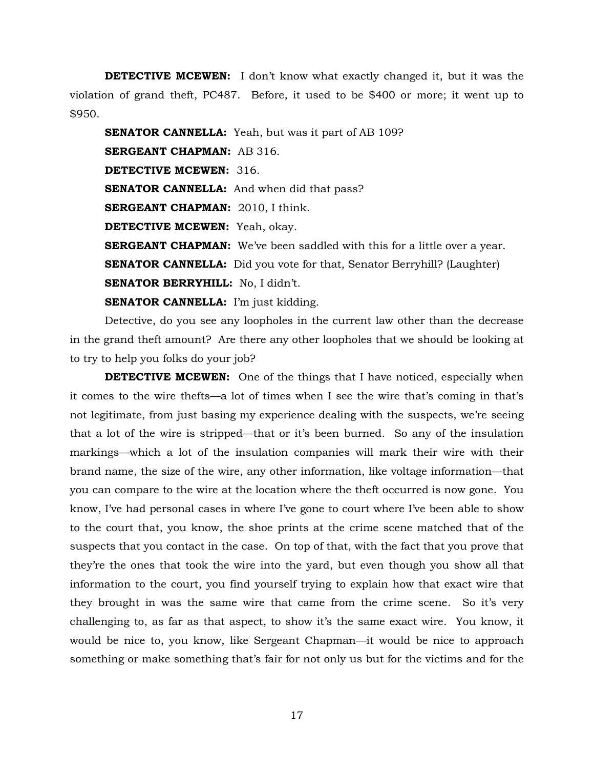**DETECTIVE MCEWEN:** I don't know what exactly changed it, but it was the violation of grand theft, PC487. Before, it used to be $400 or more; it went up to $950.

**SENATOR CANNELLA:** Yeah, but was it part of AB 109?

**SERGEANT CHAPMAN:** AB 316.

**DETECTIVE MCEWEN:** 316.

**SENATOR CANNELLA:** And when did that pass?

**SERGEANT CHAPMAN:** 2010, I think.

**DETECTIVE MCEWEN:** Yeah, okay.

**SERGEANT CHAPMAN:** We've been saddled with this for a little over a year.

**SENATOR CANNELLA:** Did you vote for that, Senator Berryhill? (Laughter)

**SENATOR BERRYHILL:** No, I didn't.

**SENATOR CANNELLA:** I'm just kidding.

Detective, do you see any loopholes in the current law other than the decrease in the grand theft amount? Are there any other loopholes that we should be looking at to try to help you folks do your job?

**DETECTIVE MCEWEN:** One of the things that I have noticed, especially when it comes to the wire thefts—a lot of times when I see the wire that's coming in that's not legitimate, from just basing my experience dealing with the suspects, we're seeing that a lot of the wire is stripped—that or it's been burned. So any of the insulation markings—which a lot of the insulation companies will mark their wire with their brand name, the size of the wire, any other information, like voltage information—that you can compare to the wire at the location where the theft occurred is now gone. You know, I've had personal cases in where I've gone to court where I've been able to show to the court that, you know, the shoe prints at the crime scene matched that of the suspects that you contact in the case. On top of that, with the fact that you prove that they're the ones that took the wire into the yard, but even though you show all that information to the court, you find yourself trying to explain how that exact wire that they brought in was the same wire that came from the crime scene. So it's very challenging to, as far as that aspect, to show it's the same exact wire. You know, it would be nice to, you know, like Sergeant Chapman—it would be nice to approach something or make something that's fair for not only us but for the victims and for the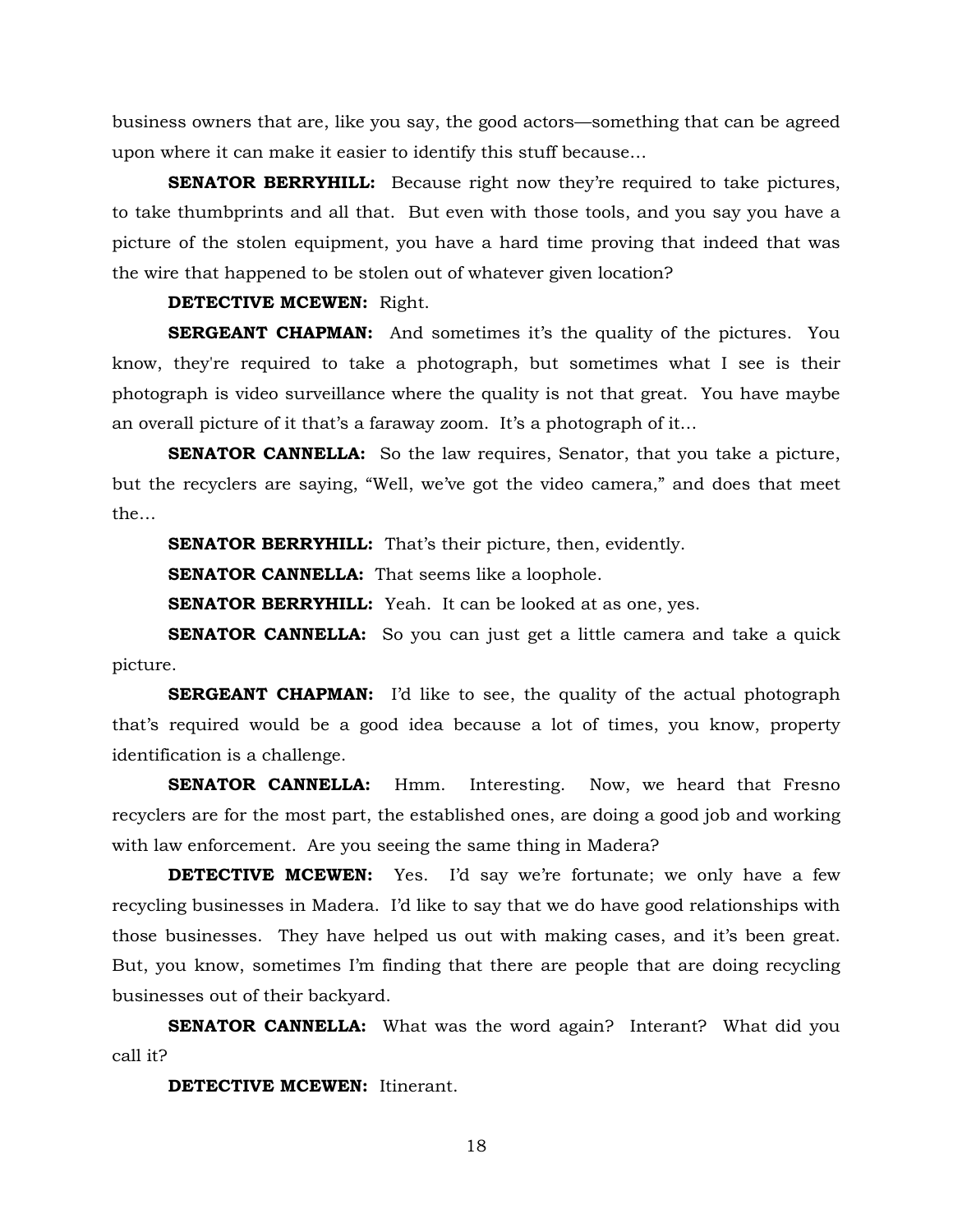business owners that are, like you say, the good actors—something that can be agreed upon where it can make it easier to identify this stuff because…

**SENATOR BERRYHILL:** Because right now they're required to take pictures, to take thumbprints and all that. But even with those tools, and you say you have a picture of the stolen equipment, you have a hard time proving that indeed that was the wire that happened to be stolen out of whatever given location?

**DETECTIVE MCEWEN:** Right.

**SERGEANT CHAPMAN:** And sometimes it's the quality of the pictures. You know, they're required to take a photograph, but sometimes what I see is their photograph is video surveillance where the quality is not that great. You have maybe an overall picture of it that's a faraway zoom. It's a photograph of it…

**SENATOR CANNELLA:** So the law requires, Senator, that you take a picture, but the recyclers are saying, "Well, we've got the video camera," and does that meet the…

**SENATOR BERRYHILL:** That's their picture, then, evidently.

**SENATOR CANNELLA:** That seems like a loophole.

**SENATOR BERRYHILL:** Yeah. It can be looked at as one, yes.

**SENATOR CANNELLA:** So you can just get a little camera and take a quick picture.

**SERGEANT CHAPMAN:** I'd like to see, the quality of the actual photograph that's required would be a good idea because a lot of times, you know, property identification is a challenge.

**SENATOR CANNELLA:** Hmm. Interesting. Now, we heard that Fresno recyclers are for the most part, the established ones, are doing a good job and working with law enforcement. Are you seeing the same thing in Madera?

**DETECTIVE MCEWEN:** Yes. I'd say we're fortunate; we only have a few recycling businesses in Madera. I'd like to say that we do have good relationships with those businesses. They have helped us out with making cases, and it's been great. But, you know, sometimes I'm finding that there are people that are doing recycling businesses out of their backyard.

**SENATOR CANNELLA:** What was the word again? Interant? What did you call it?

**DETECTIVE MCEWEN:** Itinerant.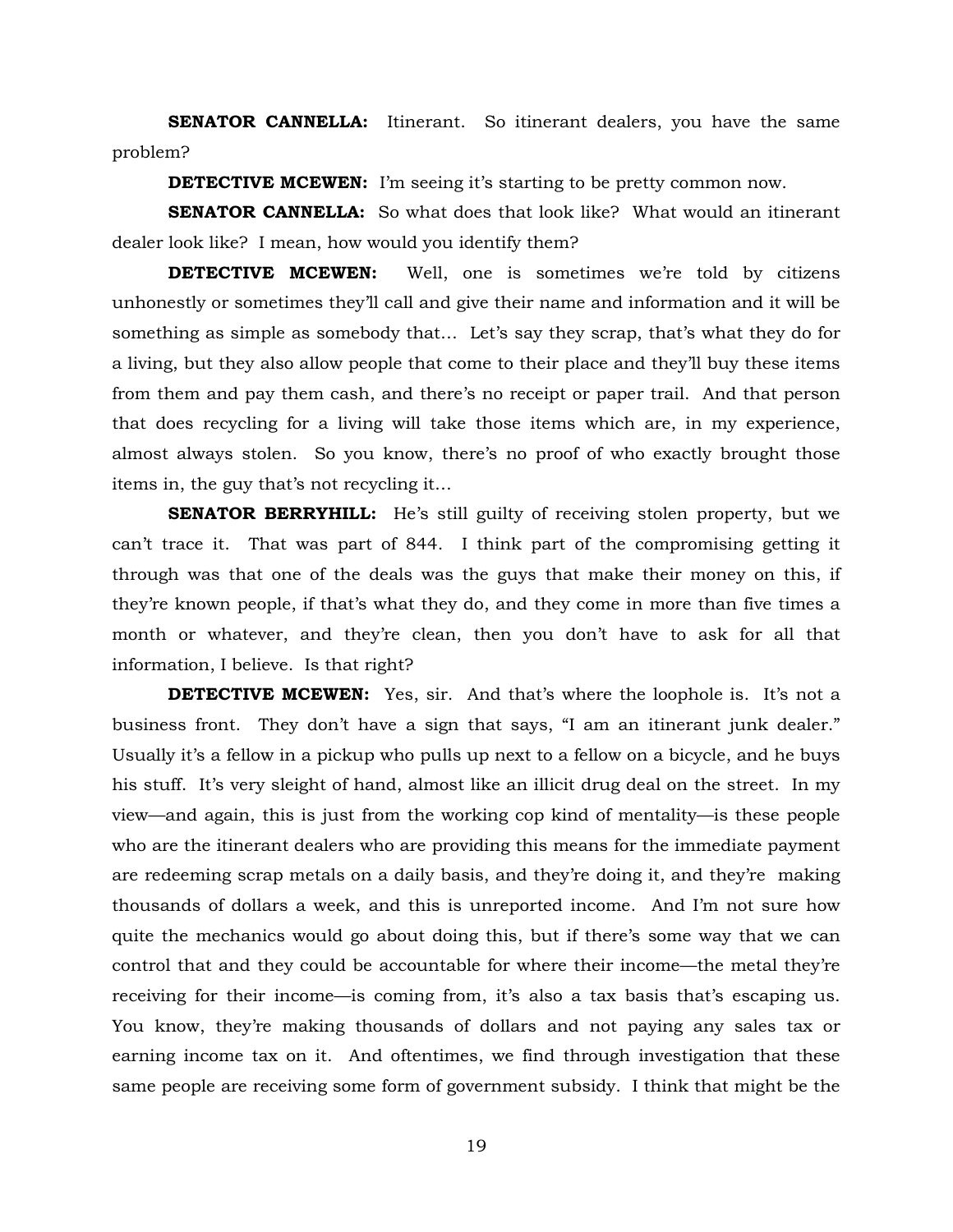**SENATOR CANNELLA:** Itinerant. So itinerant dealers, you have the same problem?

**DETECTIVE MCEWEN:** I'm seeing it's starting to be pretty common now.

**SENATOR CANNELLA:** So what does that look like? What would an itinerant dealer look like? I mean, how would you identify them?

**DETECTIVE MCEWEN:** Well, one is sometimes we're told by citizens unhonestly or sometimes they'll call and give their name and information and it will be something as simple as somebody that… Let's say they scrap, that's what they do for a living, but they also allow people that come to their place and they'll buy these items from them and pay them cash, and there's no receipt or paper trail. And that person that does recycling for a living will take those items which are, in my experience, almost always stolen. So you know, there's no proof of who exactly brought those items in, the guy that's not recycling it…

**SENATOR BERRYHILL:** He's still guilty of receiving stolen property, but we can't trace it. That was part of 844. I think part of the compromising getting it through was that one of the deals was the guys that make their money on this, if they're known people, if that's what they do, and they come in more than five times a month or whatever, and they're clean, then you don't have to ask for all that information, I believe. Is that right?

**DETECTIVE MCEWEN:** Yes, sir. And that's where the loophole is. It's not a business front. They don't have a sign that says, "I am an itinerant junk dealer." Usually it's a fellow in a pickup who pulls up next to a fellow on a bicycle, and he buys his stuff. It's very sleight of hand, almost like an illicit drug deal on the street. In my view—and again, this is just from the working cop kind of mentality—is these people who are the itinerant dealers who are providing this means for the immediate payment are redeeming scrap metals on a daily basis, and they're doing it, and they're making thousands of dollars a week, and this is unreported income. And I'm not sure how quite the mechanics would go about doing this, but if there's some way that we can control that and they could be accountable for where their income—the metal they're receiving for their income—is coming from, it's also a tax basis that's escaping us. You know, they're making thousands of dollars and not paying any sales tax or earning income tax on it. And oftentimes, we find through investigation that these same people are receiving some form of government subsidy. I think that might be the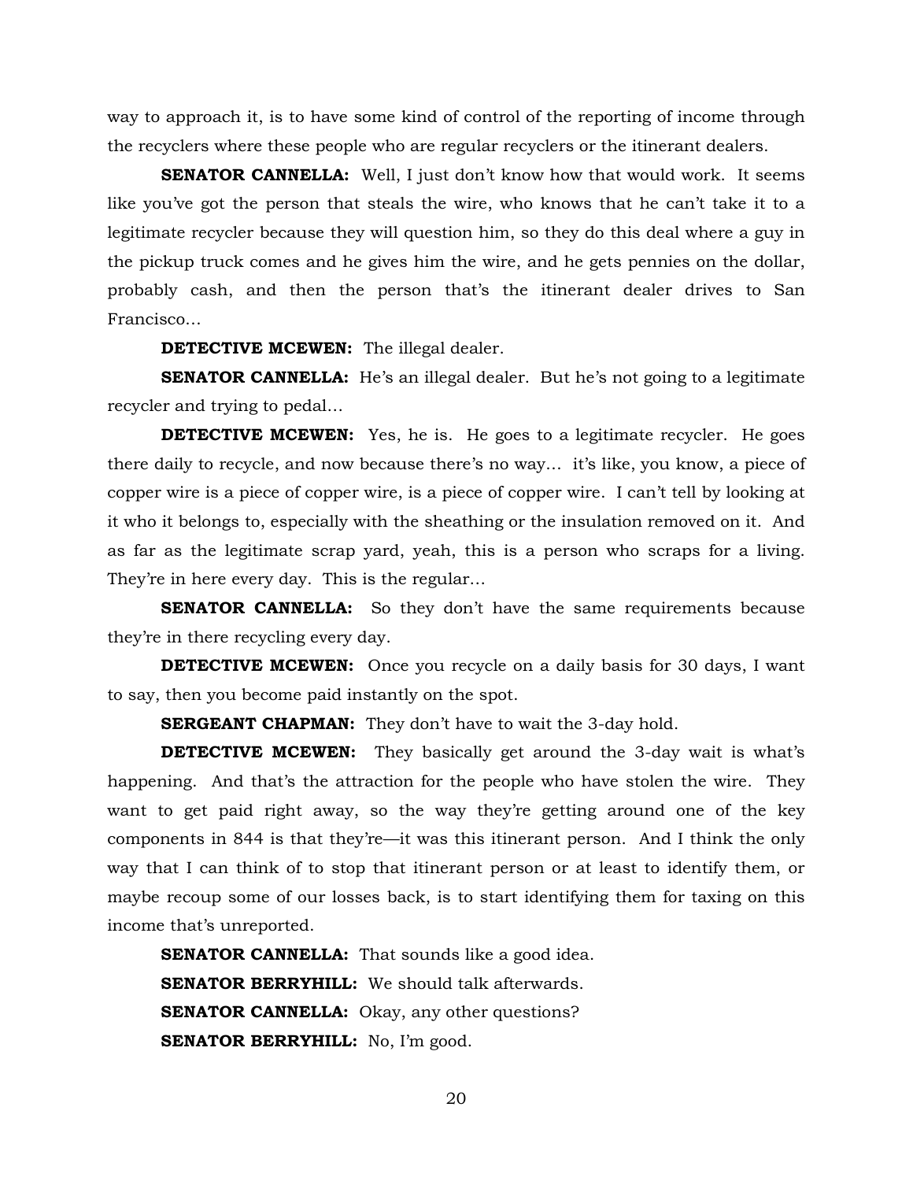way to approach it, is to have some kind of control of the reporting of income through the recyclers where these people who are regular recyclers or the itinerant dealers.

**SENATOR CANNELLA:** Well, I just don't know how that would work. It seems like you've got the person that steals the wire, who knows that he can't take it to a legitimate recycler because they will question him, so they do this deal where a guy in the pickup truck comes and he gives him the wire, and he gets pennies on the dollar, probably cash, and then the person that's the itinerant dealer drives to San Francisco…

**DETECTIVE MCEWEN:** The illegal dealer.

**SENATOR CANNELLA:** He's an illegal dealer. But he's not going to a legitimate recycler and trying to pedal…

**DETECTIVE MCEWEN:** Yes, he is. He goes to a legitimate recycler. He goes there daily to recycle, and now because there's no way… it's like, you know, a piece of copper wire is a piece of copper wire, is a piece of copper wire. I can't tell by looking at it who it belongs to, especially with the sheathing or the insulation removed on it. And as far as the legitimate scrap yard, yeah, this is a person who scraps for a living. They're in here every day. This is the regular…

**SENATOR CANNELLA:** So they don't have the same requirements because they're in there recycling every day.

**DETECTIVE MCEWEN:** Once you recycle on a daily basis for 30 days, I want to say, then you become paid instantly on the spot.

**SERGEANT CHAPMAN:** They don't have to wait the 3-day hold.

**DETECTIVE MCEWEN:** They basically get around the 3-day wait is what's happening. And that's the attraction for the people who have stolen the wire. They want to get paid right away, so the way they're getting around one of the key components in 844 is that they're—it was this itinerant person. And I think the only way that I can think of to stop that itinerant person or at least to identify them, or maybe recoup some of our losses back, is to start identifying them for taxing on this income that's unreported.

**SENATOR CANNELLA:** That sounds like a good idea.

**SENATOR BERRYHILL:** We should talk afterwards.

**SENATOR CANNELLA:** Okay, any other questions?

**SENATOR BERRYHILL:** No, I'm good.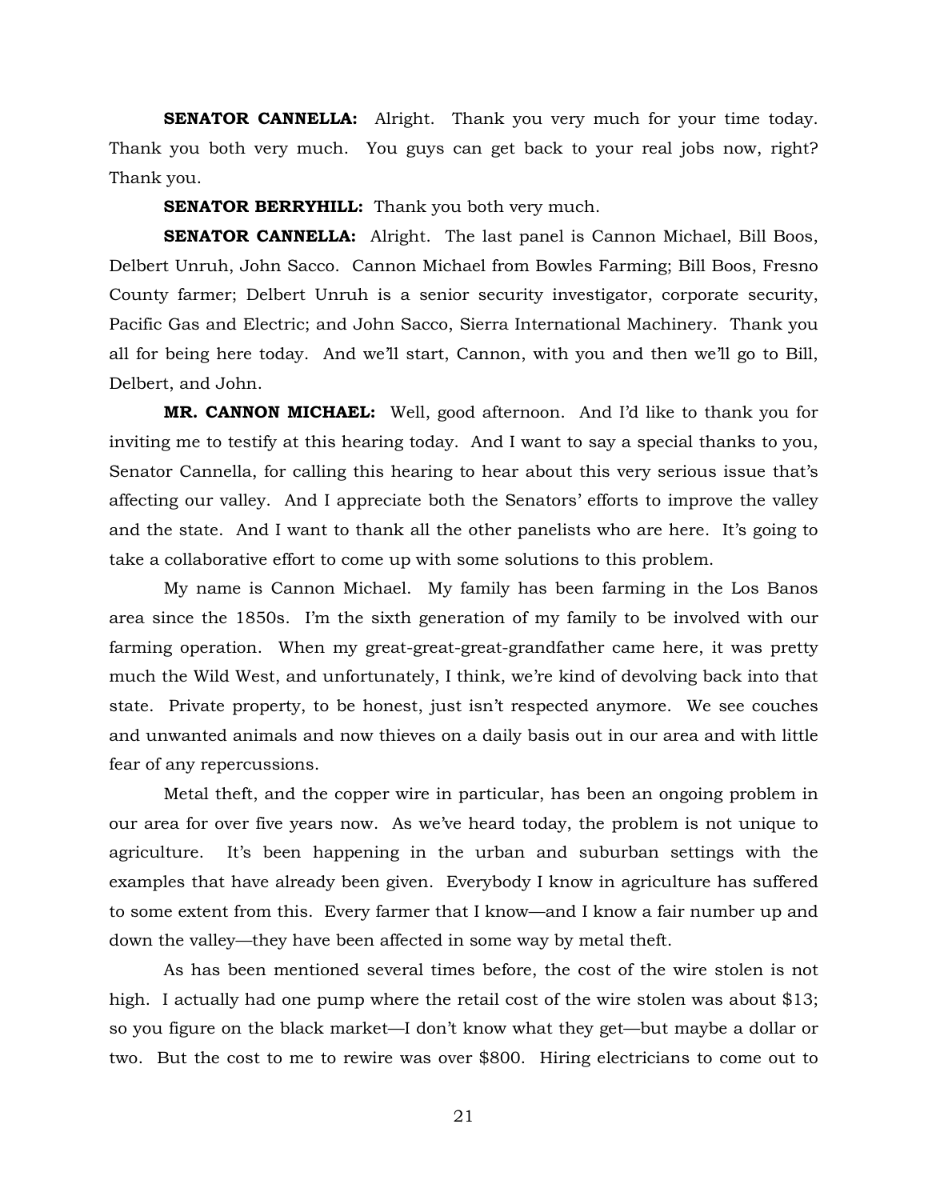**SENATOR CANNELLA:** Alright. Thank you very much for your time today. Thank you both very much. You guys can get back to your real jobs now, right? Thank you.

**SENATOR BERRYHILL:** Thank you both very much.

**SENATOR CANNELLA:** Alright. The last panel is Cannon Michael, Bill Boos, Delbert Unruh, John Sacco. Cannon Michael from Bowles Farming; Bill Boos, Fresno County farmer; Delbert Unruh is a senior security investigator, corporate security, Pacific Gas and Electric; and John Sacco, Sierra International Machinery. Thank you all for being here today. And we'll start, Cannon, with you and then we'll go to Bill, Delbert, and John.

**MR. CANNON MICHAEL:** Well, good afternoon. And I'd like to thank you for inviting me to testify at this hearing today. And I want to say a special thanks to you, Senator Cannella, for calling this hearing to hear about this very serious issue that's affecting our valley. And I appreciate both the Senators' efforts to improve the valley and the state. And I want to thank all the other panelists who are here. It's going to take a collaborative effort to come up with some solutions to this problem.

My name is Cannon Michael. My family has been farming in the Los Banos area since the 1850s. I'm the sixth generation of my family to be involved with our farming operation. When my great-great-great-grandfather came here, it was pretty much the Wild West, and unfortunately, I think, we're kind of devolving back into that state. Private property, to be honest, just isn't respected anymore. We see couches and unwanted animals and now thieves on a daily basis out in our area and with little fear of any repercussions.

Metal theft, and the copper wire in particular, has been an ongoing problem in our area for over five years now. As we've heard today, the problem is not unique to agriculture. It's been happening in the urban and suburban settings with the examples that have already been given. Everybody I know in agriculture has suffered to some extent from this. Every farmer that I know—and I know a fair number up and down the valley—they have been affected in some way by metal theft.

As has been mentioned several times before, the cost of the wire stolen is not high. I actually had one pump where the retail cost of the wire stolen was about $13; so you figure on the black market—I don't know what they get—but maybe a dollar or two. But the cost to me to rewire was over $800. Hiring electricians to come out to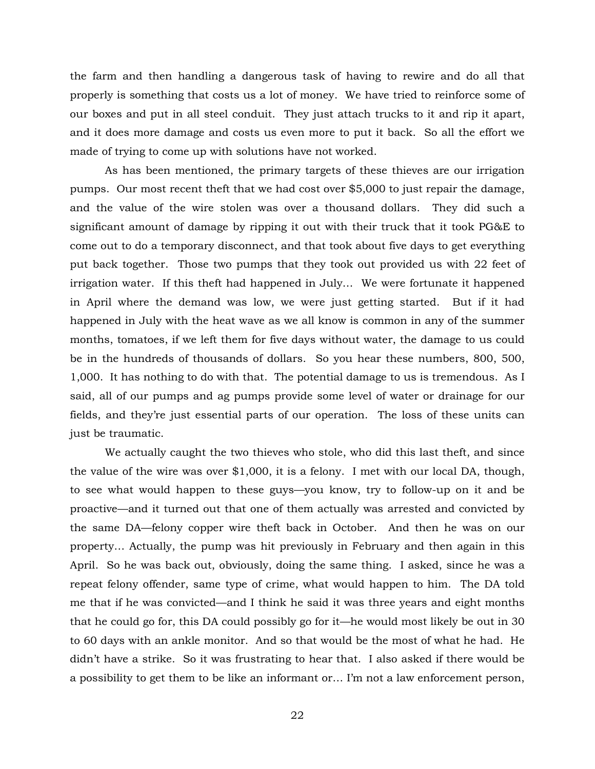the farm and then handling a dangerous task of having to rewire and do all that properly is something that costs us a lot of money. We have tried to reinforce some of our boxes and put in all steel conduit. They just attach trucks to it and rip it apart, and it does more damage and costs us even more to put it back. So all the effort we made of trying to come up with solutions have not worked.

As has been mentioned, the primary targets of these thieves are our irrigation pumps. Our most recent theft that we had cost over $5,000 to just repair the damage, and the value of the wire stolen was over a thousand dollars. They did such a significant amount of damage by ripping it out with their truck that it took PG&E to come out to do a temporary disconnect, and that took about five days to get everything put back together. Those two pumps that they took out provided us with 22 feet of irrigation water. If this theft had happened in July… We were fortunate it happened in April where the demand was low, we were just getting started. But if it had happened in July with the heat wave as we all know is common in any of the summer months, tomatoes, if we left them for five days without water, the damage to us could be in the hundreds of thousands of dollars. So you hear these numbers, 800, 500, 1,000. It has nothing to do with that. The potential damage to us is tremendous. As I said, all of our pumps and ag pumps provide some level of water or drainage for our fields, and they're just essential parts of our operation. The loss of these units can just be traumatic.

We actually caught the two thieves who stole, who did this last theft, and since the value of the wire was over $1,000, it is a felony. I met with our local DA, though, to see what would happen to these guys—you know, try to follow-up on it and be proactive—and it turned out that one of them actually was arrested and convicted by the same DA—felony copper wire theft back in October. And then he was on our property… Actually, the pump was hit previously in February and then again in this April. So he was back out, obviously, doing the same thing. I asked, since he was a repeat felony offender, same type of crime, what would happen to him. The DA told me that if he was convicted—and I think he said it was three years and eight months that he could go for, this DA could possibly go for it—he would most likely be out in 30 to 60 days with an ankle monitor. And so that would be the most of what he had. He didn't have a strike. So it was frustrating to hear that. I also asked if there would be a possibility to get them to be like an informant or… I'm not a law enforcement person,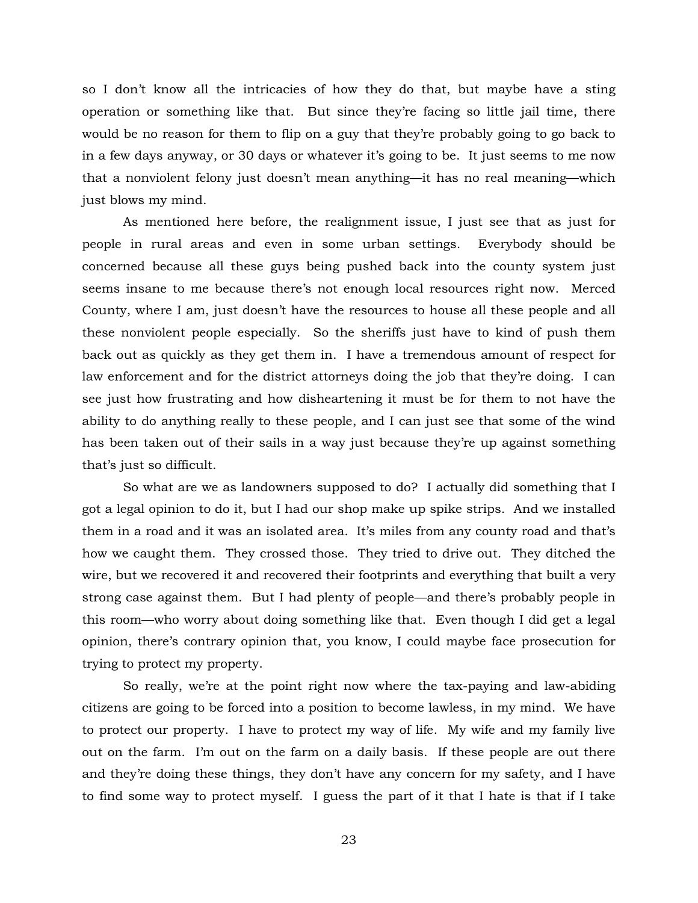so I don't know all the intricacies of how they do that, but maybe have a sting operation or something like that. But since they're facing so little jail time, there would be no reason for them to flip on a guy that they're probably going to go back to in a few days anyway, or 30 days or whatever it's going to be. It just seems to me now that a nonviolent felony just doesn't mean anything—it has no real meaning—which just blows my mind.

As mentioned here before, the realignment issue, I just see that as just for people in rural areas and even in some urban settings. Everybody should be concerned because all these guys being pushed back into the county system just seems insane to me because there's not enough local resources right now. Merced County, where I am, just doesn't have the resources to house all these people and all these nonviolent people especially. So the sheriffs just have to kind of push them back out as quickly as they get them in. I have a tremendous amount of respect for law enforcement and for the district attorneys doing the job that they're doing. I can see just how frustrating and how disheartening it must be for them to not have the ability to do anything really to these people, and I can just see that some of the wind has been taken out of their sails in a way just because they're up against something that's just so difficult.

So what are we as landowners supposed to do? I actually did something that I got a legal opinion to do it, but I had our shop make up spike strips. And we installed them in a road and it was an isolated area. It's miles from any county road and that's how we caught them. They crossed those. They tried to drive out. They ditched the wire, but we recovered it and recovered their footprints and everything that built a very strong case against them. But I had plenty of people—and there's probably people in this room—who worry about doing something like that. Even though I did get a legal opinion, there's contrary opinion that, you know, I could maybe face prosecution for trying to protect my property.

So really, we're at the point right now where the tax-paying and law-abiding citizens are going to be forced into a position to become lawless, in my mind. We have to protect our property. I have to protect my way of life. My wife and my family live out on the farm. I'm out on the farm on a daily basis. If these people are out there and they're doing these things, they don't have any concern for my safety, and I have to find some way to protect myself. I guess the part of it that I hate is that if I take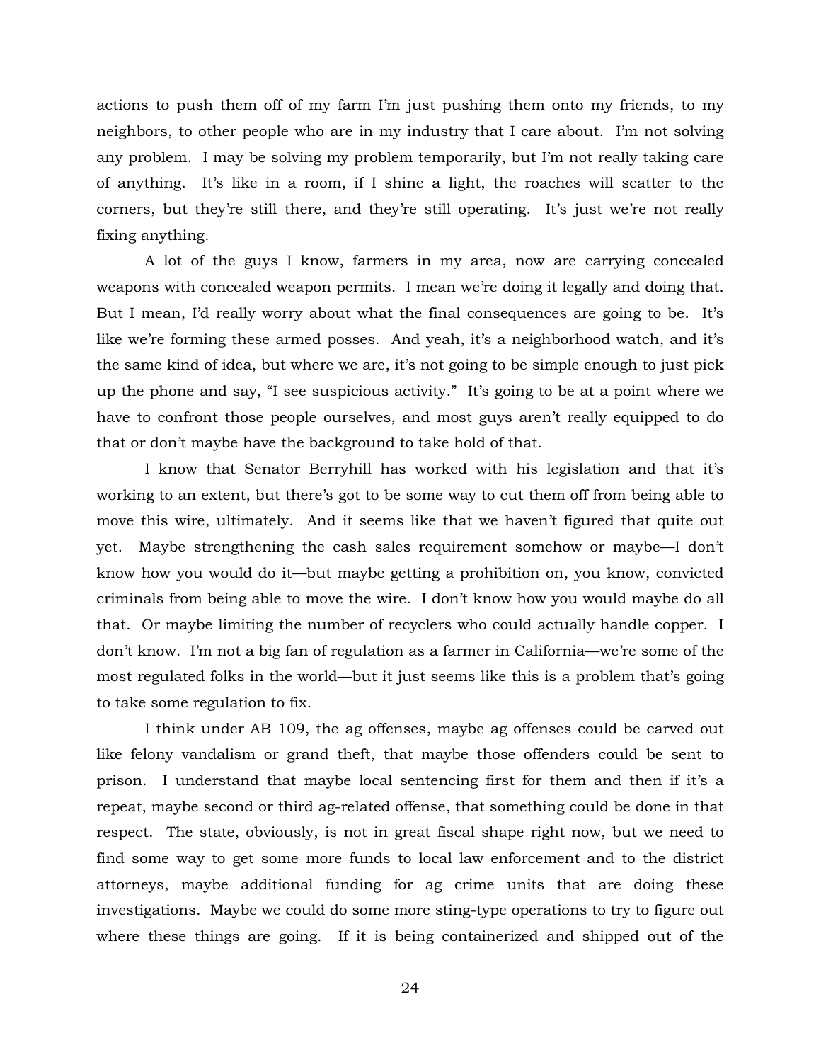actions to push them off of my farm I'm just pushing them onto my friends, to my neighbors, to other people who are in my industry that I care about. I'm not solving any problem. I may be solving my problem temporarily, but I'm not really taking care of anything. It's like in a room, if I shine a light, the roaches will scatter to the corners, but they're still there, and they're still operating. It's just we're not really fixing anything.

A lot of the guys I know, farmers in my area, now are carrying concealed weapons with concealed weapon permits. I mean we're doing it legally and doing that. But I mean, I'd really worry about what the final consequences are going to be. It's like we're forming these armed posses. And yeah, it's a neighborhood watch, and it's the same kind of idea, but where we are, it's not going to be simple enough to just pick up the phone and say, "I see suspicious activity." It's going to be at a point where we have to confront those people ourselves, and most guys aren't really equipped to do that or don't maybe have the background to take hold of that.

I know that Senator Berryhill has worked with his legislation and that it's working to an extent, but there's got to be some way to cut them off from being able to move this wire, ultimately. And it seems like that we haven't figured that quite out yet. Maybe strengthening the cash sales requirement somehow or maybe—I don't know how you would do it—but maybe getting a prohibition on, you know, convicted criminals from being able to move the wire. I don't know how you would maybe do all that. Or maybe limiting the number of recyclers who could actually handle copper. I don't know. I'm not a big fan of regulation as a farmer in California—we're some of the most regulated folks in the world—but it just seems like this is a problem that's going to take some regulation to fix.

I think under AB 109, the ag offenses, maybe ag offenses could be carved out like felony vandalism or grand theft, that maybe those offenders could be sent to prison. I understand that maybe local sentencing first for them and then if it's a repeat, maybe second or third ag-related offense, that something could be done in that respect. The state, obviously, is not in great fiscal shape right now, but we need to find some way to get some more funds to local law enforcement and to the district attorneys, maybe additional funding for ag crime units that are doing these investigations. Maybe we could do some more sting-type operations to try to figure out where these things are going. If it is being containerized and shipped out of the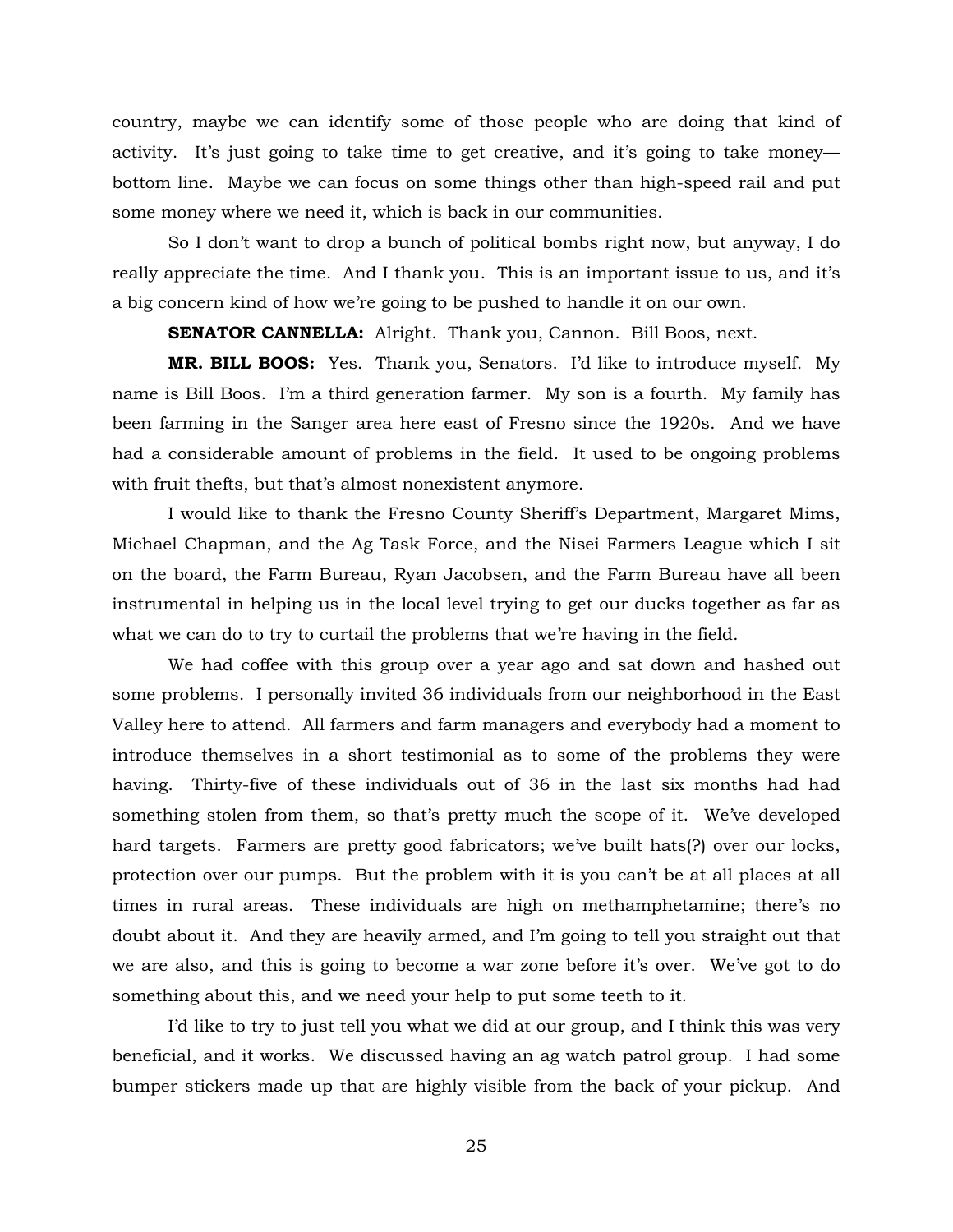country, maybe we can identify some of those people who are doing that kind of activity. It's just going to take time to get creative, and it's going to take money—bottom line. Maybe we can focus on some things other than high-speed rail and put some money where we need it, which is back in our communities.

So I don't want to drop a bunch of political bombs right now, but anyway, I do really appreciate the time. And I thank you. This is an important issue to us, and it's a big concern kind of how we're going to be pushed to handle it on our own.

**SENATOR CANNELLA:** Alright. Thank you, Cannon. Bill Boos, next.

**MR. BILL BOOS:** Yes. Thank you, Senators. I'd like to introduce myself. My name is Bill Boos. I'm a third generation farmer. My son is a fourth. My family has been farming in the Sanger area here east of Fresno since the 1920s. And we have had a considerable amount of problems in the field. It used to be ongoing problems with fruit thefts, but that's almost nonexistent anymore.

I would like to thank the Fresno County Sheriff's Department, Margaret Mims, Michael Chapman, and the Ag Task Force, and the Nisei Farmers League which I sit on the board, the Farm Bureau, Ryan Jacobsen, and the Farm Bureau have all been instrumental in helping us in the local level trying to get our ducks together as far as what we can do to try to curtail the problems that we're having in the field.

We had coffee with this group over a year ago and sat down and hashed out some problems. I personally invited 36 individuals from our neighborhood in the East Valley here to attend. All farmers and farm managers and everybody had a moment to introduce themselves in a short testimonial as to some of the problems they were having. Thirty-five of these individuals out of 36 in the last six months had had something stolen from them, so that's pretty much the scope of it. We've developed hard targets. Farmers are pretty good fabricators; we've built hats(?) over our locks, protection over our pumps. But the problem with it is you can't be at all places at all times in rural areas. These individuals are high on methamphetamine; there's no doubt about it. And they are heavily armed, and I'm going to tell you straight out that we are also, and this is going to become a war zone before it's over. We've got to do something about this, and we need your help to put some teeth to it.

I'd like to try to just tell you what we did at our group, and I think this was very beneficial, and it works. We discussed having an ag watch patrol group. I had some bumper stickers made up that are highly visible from the back of your pickup. And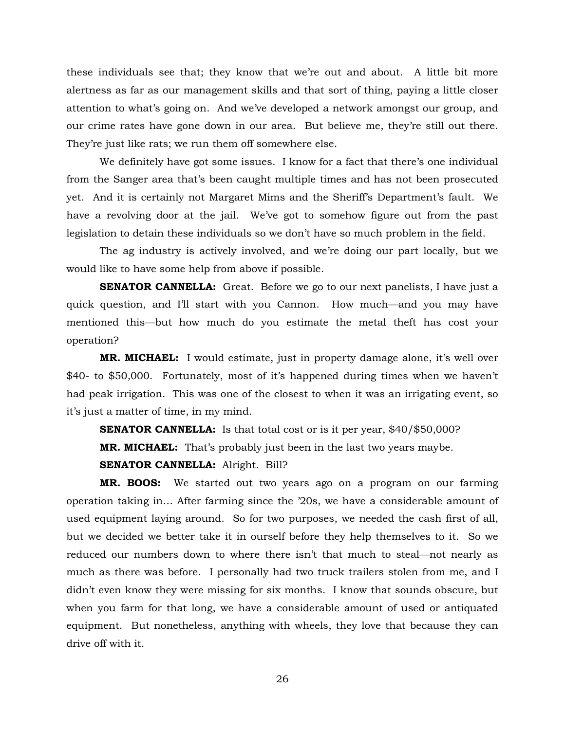these individuals see that; they know that we're out and about. A little bit more alertness as far as our management skills and that sort of thing, paying a little closer attention to what's going on. And we've developed a network amongst our group, and our crime rates have gone down in our area. But believe me, they're still out there. They're just like rats; we run them off somewhere else.

We definitely have got some issues. I know for a fact that there's one individual from the Sanger area that's been caught multiple times and has not been prosecuted yet. And it is certainly not Margaret Mims and the Sheriff's Department's fault. We have a revolving door at the jail. We've got to somehow figure out from the past legislation to detain these individuals so we don't have so much problem in the field.

The ag industry is actively involved, and we're doing our part locally, but we would like to have some help from above if possible.

**SENATOR CANNELLA:** Great. Before we go to our next panelists, I have just a quick question, and I'll start with you Cannon. How much—and you may have mentioned this—but how much do you estimate the metal theft has cost your operation?

**MR. MICHAEL:** I would estimate, just in property damage alone, it's well over $40- to $50,000. Fortunately, most of it's happened during times when we haven't had peak irrigation. This was one of the closest to when it was an irrigating event, so it's just a matter of time, in my mind.

**SENATOR CANNELLA:** Is that total cost or is it per year, $40/$50,000?

**MR. MICHAEL:** That's probably just been in the last two years maybe.

**SENATOR CANNELLA:** Alright. Bill?

**MR. BOOS:** We started out two years ago on a program on our farming operation taking in… After farming since the '20s, we have a considerable amount of used equipment laying around. So for two purposes, we needed the cash first of all, but we decided we better take it in ourself before they help themselves to it. So we reduced our numbers down to where there isn't that much to steal—not nearly as much as there was before. I personally had two truck trailers stolen from me, and I didn't even know they were missing for six months. I know that sounds obscure, but when you farm for that long, we have a considerable amount of used or antiquated equipment. But nonetheless, anything with wheels, they love that because they can drive off with it.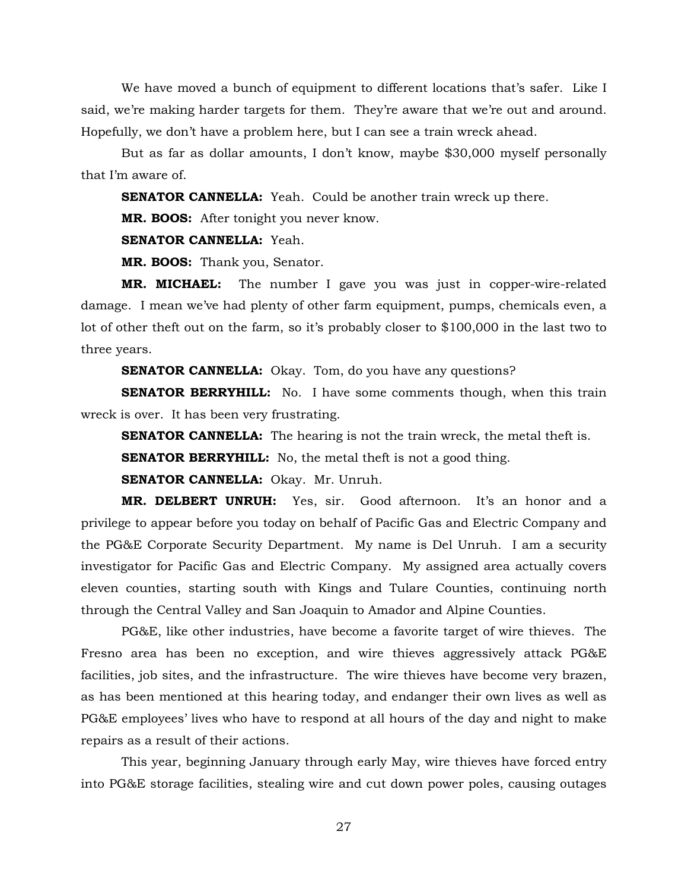We have moved a bunch of equipment to different locations that's safer. Like I said, we're making harder targets for them. They're aware that we're out and around. Hopefully, we don't have a problem here, but I can see a train wreck ahead.

But as far as dollar amounts, I don't know, maybe $30,000 myself personally that I'm aware of.

**SENATOR CANNELLA:** Yeah. Could be another train wreck up there.

**MR. BOOS:** After tonight you never know.

**SENATOR CANNELLA:** Yeah.

**MR. BOOS:** Thank you, Senator.

**MR. MICHAEL:** The number I gave you was just in copper-wire-related damage. I mean we've had plenty of other farm equipment, pumps, chemicals even, a lot of other theft out on the farm, so it's probably closer to $100,000 in the last two to three years.

**SENATOR CANNELLA:** Okay. Tom, do you have any questions?

**SENATOR BERRYHILL:** No. I have some comments though, when this train wreck is over. It has been very frustrating.

**SENATOR CANNELLA:** The hearing is not the train wreck, the metal theft is.

**SENATOR BERRYHILL:** No, the metal theft is not a good thing.

**SENATOR CANNELLA:** Okay. Mr. Unruh.

**MR. DELBERT UNRUH:** Yes, sir. Good afternoon. It's an honor and a privilege to appear before you today on behalf of Pacific Gas and Electric Company and the PG&E Corporate Security Department. My name is Del Unruh. I am a security investigator for Pacific Gas and Electric Company. My assigned area actually covers eleven counties, starting south with Kings and Tulare Counties, continuing north through the Central Valley and San Joaquin to Amador and Alpine Counties.

PG&E, like other industries, have become a favorite target of wire thieves. The Fresno area has been no exception, and wire thieves aggressively attack PG&E facilities, job sites, and the infrastructure. The wire thieves have become very brazen, as has been mentioned at this hearing today, and endanger their own lives as well as PG&E employees' lives who have to respond at all hours of the day and night to make repairs as a result of their actions.

This year, beginning January through early May, wire thieves have forced entry into PG&E storage facilities, stealing wire and cut down power poles, causing outages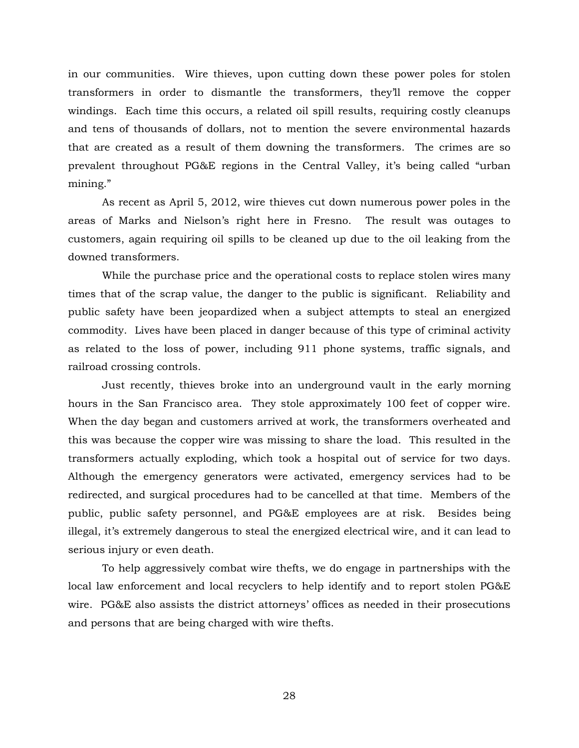in our communities. Wire thieves, upon cutting down these power poles for stolen transformers in order to dismantle the transformers, they'll remove the copper windings. Each time this occurs, a related oil spill results, requiring costly cleanups and tens of thousands of dollars, not to mention the severe environmental hazards that are created as a result of them downing the transformers. The crimes are so prevalent throughout PG&E regions in the Central Valley, it's being called "urban mining."

As recent as April 5, 2012, wire thieves cut down numerous power poles in the areas of Marks and Nielson's right here in Fresno. The result was outages to customers, again requiring oil spills to be cleaned up due to the oil leaking from the downed transformers.

While the purchase price and the operational costs to replace stolen wires many times that of the scrap value, the danger to the public is significant. Reliability and public safety have been jeopardized when a subject attempts to steal an energized commodity. Lives have been placed in danger because of this type of criminal activity as related to the loss of power, including 911 phone systems, traffic signals, and railroad crossing controls.

Just recently, thieves broke into an underground vault in the early morning hours in the San Francisco area. They stole approximately 100 feet of copper wire. When the day began and customers arrived at work, the transformers overheated and this was because the copper wire was missing to share the load. This resulted in the transformers actually exploding, which took a hospital out of service for two days. Although the emergency generators were activated, emergency services had to be redirected, and surgical procedures had to be cancelled at that time. Members of the public, public safety personnel, and PG&E employees are at risk. Besides being illegal, it's extremely dangerous to steal the energized electrical wire, and it can lead to serious injury or even death.

To help aggressively combat wire thefts, we do engage in partnerships with the local law enforcement and local recyclers to help identify and to report stolen PG&E wire. PG&E also assists the district attorneys' offices as needed in their prosecutions and persons that are being charged with wire thefts.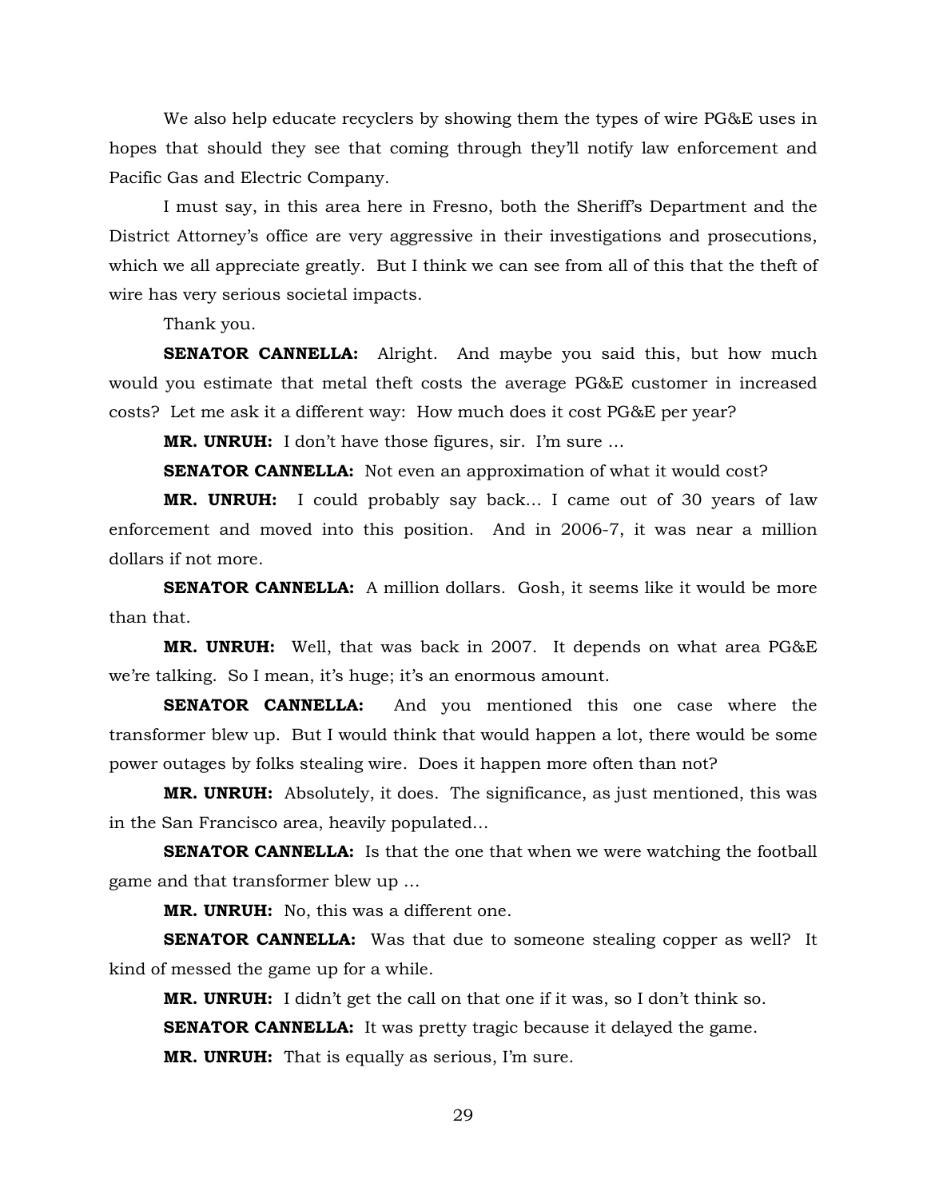We also help educate recyclers by showing them the types of wire PG&E uses in hopes that should they see that coming through they'll notify law enforcement and Pacific Gas and Electric Company.

I must say, in this area here in Fresno, both the Sheriff's Department and the District Attorney's office are very aggressive in their investigations and prosecutions, which we all appreciate greatly. But I think we can see from all of this that the theft of wire has very serious societal impacts.

Thank you.

**SENATOR CANNELLA:** Alright. And maybe you said this, but how much would you estimate that metal theft costs the average PG&E customer in increased costs? Let me ask it a different way: How much does it cost PG&E per year?

**MR. UNRUH:** I don't have those figures, sir. I'm sure …

**SENATOR CANNELLA:** Not even an approximation of what it would cost?

**MR. UNRUH:** I could probably say back… I came out of 30 years of law enforcement and moved into this position. And in 2006-7, it was near a million dollars if not more.

**SENATOR CANNELLA:** A million dollars. Gosh, it seems like it would be more than that.

**MR. UNRUH:** Well, that was back in 2007. It depends on what area PG&E we're talking. So I mean, it's huge; it's an enormous amount.

**SENATOR CANNELLA:** And you mentioned this one case where the transformer blew up. But I would think that would happen a lot, there would be some power outages by folks stealing wire. Does it happen more often than not?

**MR. UNRUH:** Absolutely, it does. The significance, as just mentioned, this was in the San Francisco area, heavily populated…

**SENATOR CANNELLA:** Is that the one that when we were watching the football game and that transformer blew up …

**MR. UNRUH:** No, this was a different one.

**SENATOR CANNELLA:** Was that due to someone stealing copper as well? It kind of messed the game up for a while.

**MR. UNRUH:** I didn't get the call on that one if it was, so I don't think so.

**SENATOR CANNELLA:** It was pretty tragic because it delayed the game.

**MR. UNRUH:** That is equally as serious, I'm sure.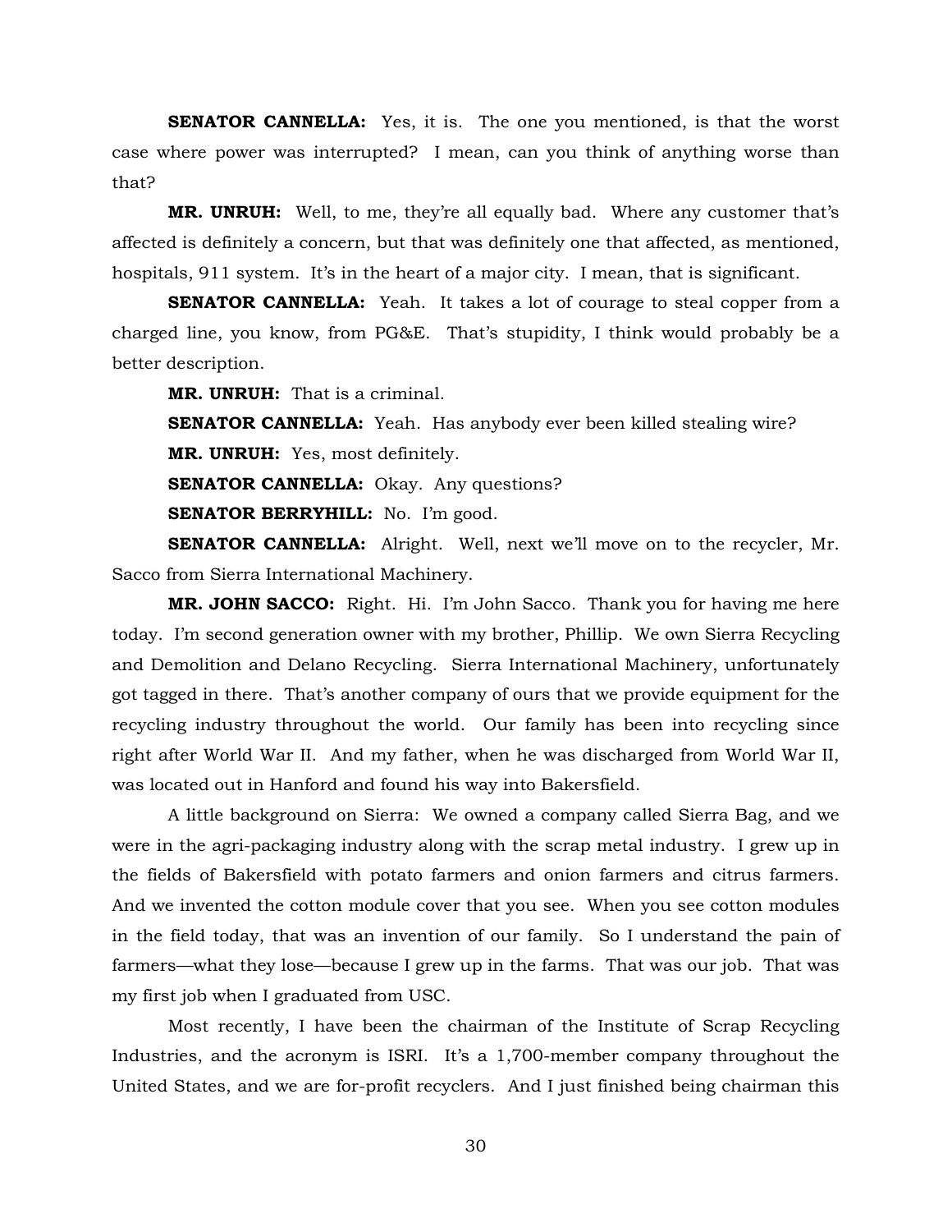**SENATOR CANNELLA:** Yes, it is. The one you mentioned, is that the worst case where power was interrupted? I mean, can you think of anything worse than that?

**MR. UNRUH:** Well, to me, they're all equally bad. Where any customer that's affected is definitely a concern, but that was definitely one that affected, as mentioned, hospitals, 911 system. It's in the heart of a major city. I mean, that is significant.

**SENATOR CANNELLA:** Yeah. It takes a lot of courage to steal copper from a charged line, you know, from PG&E. That's stupidity, I think would probably be a better description.

**MR. UNRUH:** That is a criminal.

**SENATOR CANNELLA:** Yeah. Has anybody ever been killed stealing wire?

**MR. UNRUH:** Yes, most definitely.

**SENATOR CANNELLA:** Okay. Any questions?

**SENATOR BERRYHILL:** No. I'm good.

**SENATOR CANNELLA:** Alright. Well, next we'll move on to the recycler, Mr. Sacco from Sierra International Machinery.

**MR. JOHN SACCO:** Right. Hi. I'm John Sacco. Thank you for having me here today. I'm second generation owner with my brother, Phillip. We own Sierra Recycling and Demolition and Delano Recycling. Sierra International Machinery, unfortunately got tagged in there. That's another company of ours that we provide equipment for the recycling industry throughout the world. Our family has been into recycling since right after World War II. And my father, when he was discharged from World War II, was located out in Hanford and found his way into Bakersfield.

A little background on Sierra: We owned a company called Sierra Bag, and we were in the agri-packaging industry along with the scrap metal industry. I grew up in the fields of Bakersfield with potato farmers and onion farmers and citrus farmers. And we invented the cotton module cover that you see. When you see cotton modules in the field today, that was an invention of our family. So I understand the pain of farmers—what they lose—because I grew up in the farms. That was our job. That was my first job when I graduated from USC.

Most recently, I have been the chairman of the Institute of Scrap Recycling Industries, and the acronym is ISRI. It's a 1,700-member company throughout the United States, and we are for-profit recyclers. And I just finished being chairman this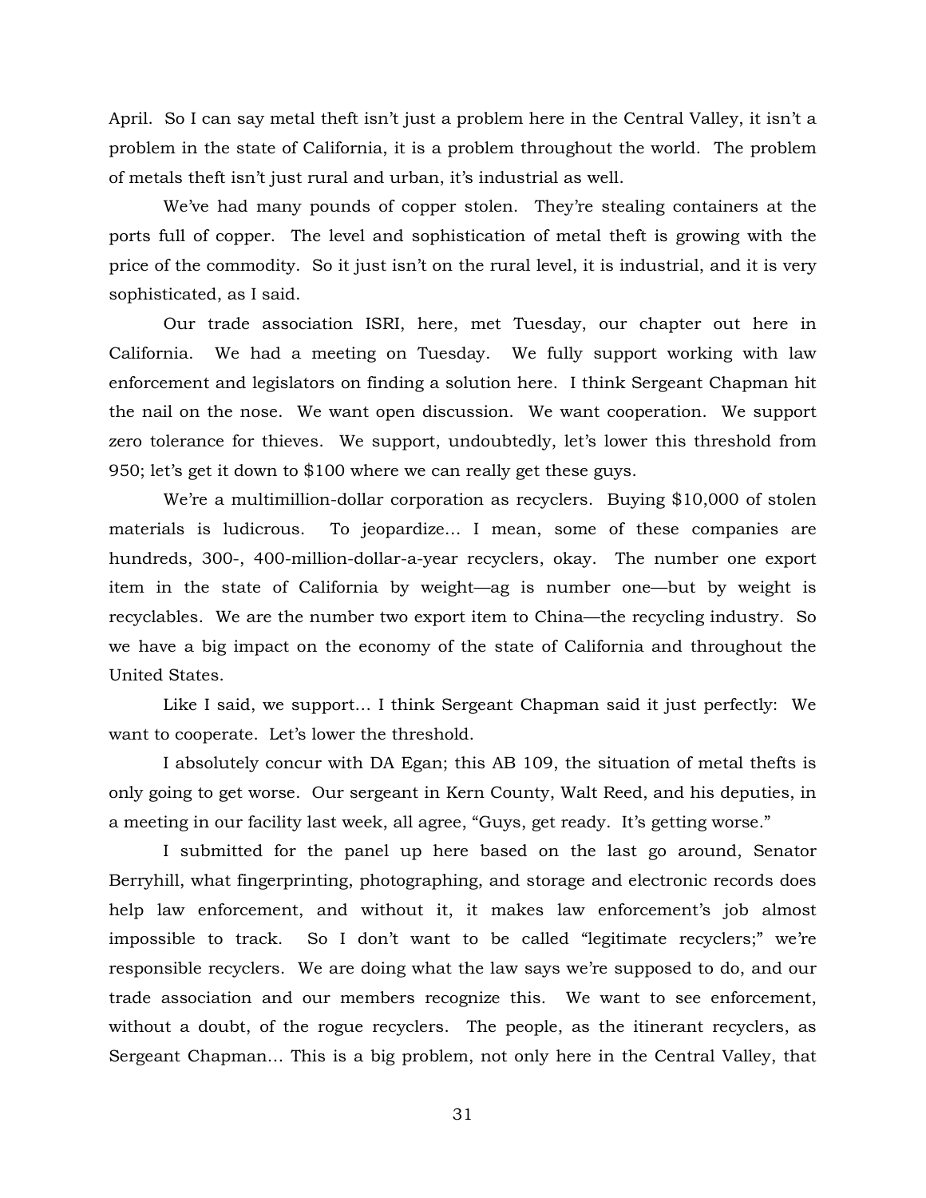April. So I can say metal theft isn't just a problem here in the Central Valley, it isn't a problem in the state of California, it is a problem throughout the world. The problem of metals theft isn't just rural and urban, it's industrial as well.

We've had many pounds of copper stolen. They're stealing containers at the ports full of copper. The level and sophistication of metal theft is growing with the price of the commodity. So it just isn't on the rural level, it is industrial, and it is very sophisticated, as I said.

Our trade association ISRI, here, met Tuesday, our chapter out here in California. We had a meeting on Tuesday. We fully support working with law enforcement and legislators on finding a solution here. I think Sergeant Chapman hit the nail on the nose. We want open discussion. We want cooperation. We support zero tolerance for thieves. We support, undoubtedly, let's lower this threshold from 950; let's get it down to $100 where we can really get these guys.

We're a multimillion-dollar corporation as recyclers. Buying $10,000 of stolen materials is ludicrous. To jeopardize... I mean, some of these companies are hundreds, 300-, 400-million-dollar-a-year recyclers, okay. The number one export item in the state of California by weight—ag is number one—but by weight is recyclables. We are the number two export item to China—the recycling industry. So we have a big impact on the economy of the state of California and throughout the United States.

Like I said, we support... I think Sergeant Chapman said it just perfectly: We want to cooperate. Let's lower the threshold.

I absolutely concur with DA Egan; this AB 109, the situation of metal thefts is only going to get worse. Our sergeant in Kern County, Walt Reed, and his deputies, in a meeting in our facility last week, all agree, "Guys, get ready. It's getting worse."

I submitted for the panel up here based on the last go around, Senator Berryhill, what fingerprinting, photographing, and storage and electronic records does help law enforcement, and without it, it makes law enforcement's job almost impossible to track. So I don't want to be called "legitimate recyclers;" we're responsible recyclers. We are doing what the law says we're supposed to do, and our trade association and our members recognize this. We want to see enforcement, without a doubt, of the rogue recyclers. The people, as the itinerant recyclers, as Sergeant Chapman... This is a big problem, not only here in the Central Valley, that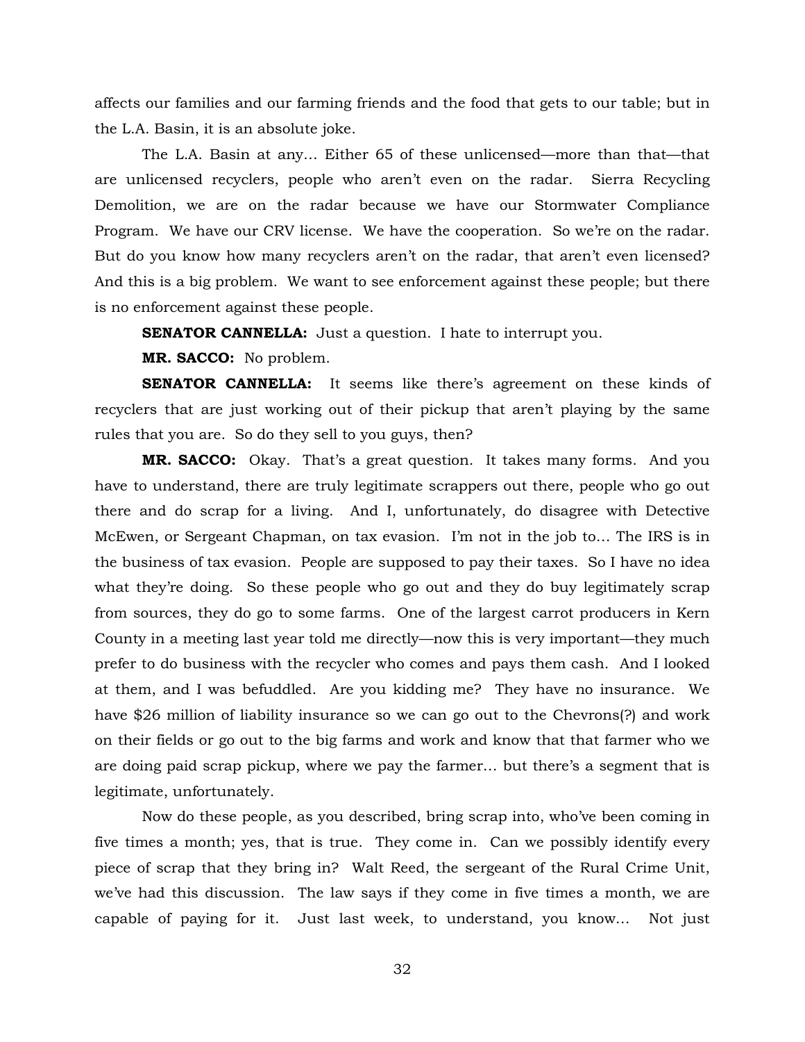affects our families and our farming friends and the food that gets to our table; but in the L.A. Basin, it is an absolute joke.

The L.A. Basin at any… Either 65 of these unlicensed—more than that—that are unlicensed recyclers, people who aren't even on the radar. Sierra Recycling Demolition, we are on the radar because we have our Stormwater Compliance Program. We have our CRV license. We have the cooperation. So we're on the radar. But do you know how many recyclers aren't on the radar, that aren't even licensed? And this is a big problem. We want to see enforcement against these people; but there is no enforcement against these people.

**SENATOR CANNELLA:** Just a question. I hate to interrupt you.

**MR. SACCO:** No problem.

**SENATOR CANNELLA:** It seems like there's agreement on these kinds of recyclers that are just working out of their pickup that aren't playing by the same rules that you are. So do they sell to you guys, then?

**MR. SACCO:** Okay. That's a great question. It takes many forms. And you have to understand, there are truly legitimate scrappers out there, people who go out there and do scrap for a living. And I, unfortunately, do disagree with Detective McEwen, or Sergeant Chapman, on tax evasion. I'm not in the job to… The IRS is in the business of tax evasion. People are supposed to pay their taxes. So I have no idea what they're doing. So these people who go out and they do buy legitimately scrap from sources, they do go to some farms. One of the largest carrot producers in Kern County in a meeting last year told me directly—now this is very important—they much prefer to do business with the recycler who comes and pays them cash. And I looked at them, and I was befuddled. Are you kidding me? They have no insurance. We have $26 million of liability insurance so we can go out to the Chevrons(?) and work on their fields or go out to the big farms and work and know that that farmer who we are doing paid scrap pickup, where we pay the farmer… but there's a segment that is legitimate, unfortunately.

Now do these people, as you described, bring scrap into, who've been coming in five times a month; yes, that is true. They come in. Can we possibly identify every piece of scrap that they bring in? Walt Reed, the sergeant of the Rural Crime Unit, we've had this discussion. The law says if they come in five times a month, we are capable of paying for it. Just last week, to understand, you know… Not just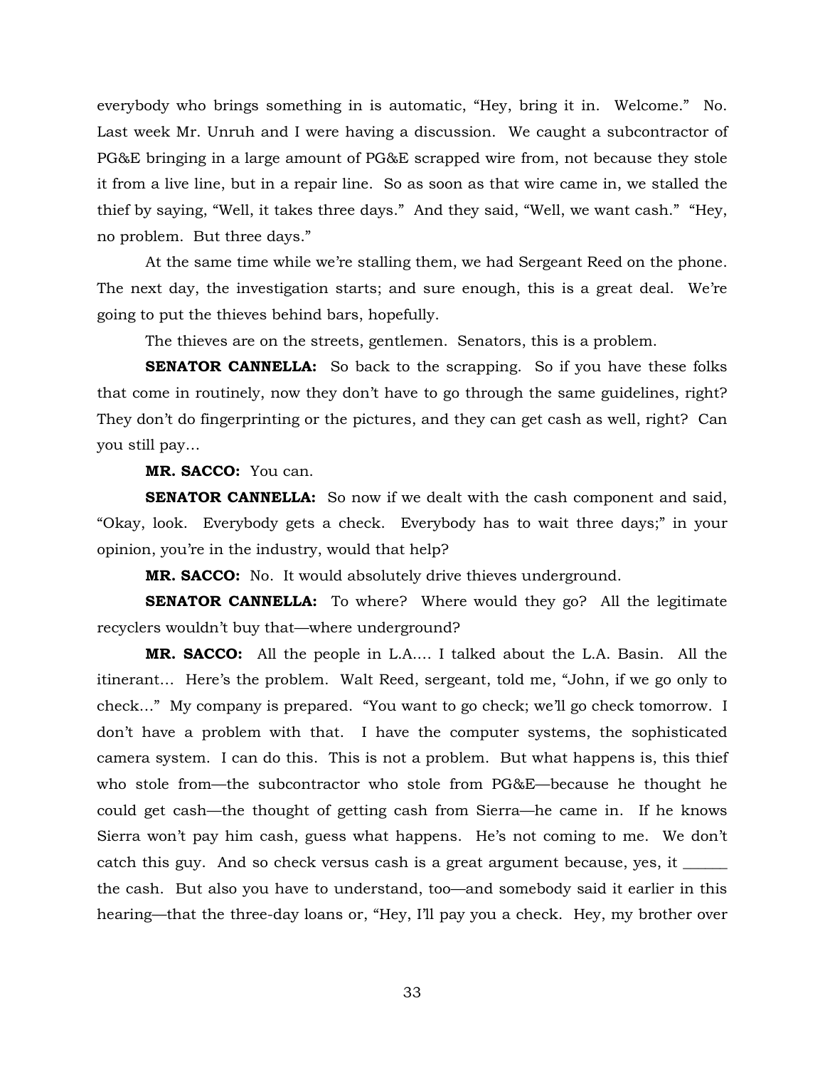everybody who brings something in is automatic, "Hey, bring it in. Welcome." No. Last week Mr. Unruh and I were having a discussion. We caught a subcontractor of PG&E bringing in a large amount of PG&E scrapped wire from, not because they stole it from a live line, but in a repair line. So as soon as that wire came in, we stalled the thief by saying, "Well, it takes three days." And they said, "Well, we want cash." "Hey, no problem. But three days."

At the same time while we're stalling them, we had Sergeant Reed on the phone. The next day, the investigation starts; and sure enough, this is a great deal. We're going to put the thieves behind bars, hopefully.

The thieves are on the streets, gentlemen. Senators, this is a problem.

**SENATOR CANNELLA:** So back to the scrapping. So if you have these folks that come in routinely, now they don't have to go through the same guidelines, right? They don't do fingerprinting or the pictures, and they can get cash as well, right? Can you still pay…

**MR. SACCO:** You can.

**SENATOR CANNELLA:** So now if we dealt with the cash component and said, "Okay, look. Everybody gets a check. Everybody has to wait three days;" in your opinion, you're in the industry, would that help?

**MR. SACCO:** No. It would absolutely drive thieves underground.

**SENATOR CANNELLA:** To where? Where would they go? All the legitimate recyclers wouldn't buy that—where underground?

**MR. SACCO:** All the people in L.A.... I talked about the L.A. Basin. All the itinerant… Here's the problem. Walt Reed, sergeant, told me, "John, if we go only to check…" My company is prepared. "You want to go check; we'll go check tomorrow. I don't have a problem with that. I have the computer systems, the sophisticated camera system. I can do this. This is not a problem. But what happens is, this thief who stole from—the subcontractor who stole from PG&E—because he thought he could get cash—the thought of getting cash from Sierra—he came in. If he knows Sierra won't pay him cash, guess what happens. He's not coming to me. We don't catch this guy. And so check versus cash is a great argument because, yes, it ______ the cash. But also you have to understand, too—and somebody said it earlier in this hearing—that the three-day loans or, "Hey, I'll pay you a check. Hey, my brother over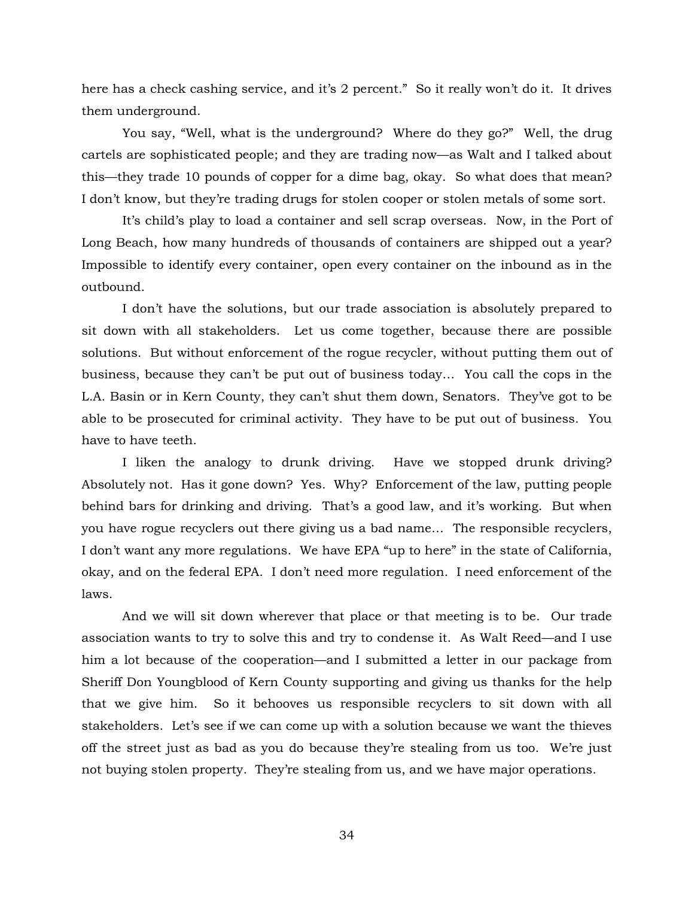here has a check cashing service, and it's 2 percent." So it really won't do it. It drives them underground.

You say, "Well, what is the underground? Where do they go?" Well, the drug cartels are sophisticated people; and they are trading now—as Walt and I talked about this—they trade 10 pounds of copper for a dime bag, okay. So what does that mean? I don't know, but they're trading drugs for stolen cooper or stolen metals of some sort.

It's child's play to load a container and sell scrap overseas. Now, in the Port of Long Beach, how many hundreds of thousands of containers are shipped out a year? Impossible to identify every container, open every container on the inbound as in the outbound.

I don't have the solutions, but our trade association is absolutely prepared to sit down with all stakeholders. Let us come together, because there are possible solutions. But without enforcement of the rogue recycler, without putting them out of business, because they can't be put out of business today… You call the cops in the L.A. Basin or in Kern County, they can't shut them down, Senators. They've got to be able to be prosecuted for criminal activity. They have to be put out of business. You have to have teeth.

I liken the analogy to drunk driving. Have we stopped drunk driving? Absolutely not. Has it gone down? Yes. Why? Enforcement of the law, putting people behind bars for drinking and driving. That's a good law, and it's working. But when you have rogue recyclers out there giving us a bad name… The responsible recyclers, I don't want any more regulations. We have EPA "up to here" in the state of California, okay, and on the federal EPA. I don't need more regulation. I need enforcement of the laws.

And we will sit down wherever that place or that meeting is to be. Our trade association wants to try to solve this and try to condense it. As Walt Reed—and I use him a lot because of the cooperation—and I submitted a letter in our package from Sheriff Don Youngblood of Kern County supporting and giving us thanks for the help that we give him. So it behooves us responsible recyclers to sit down with all stakeholders. Let's see if we can come up with a solution because we want the thieves off the street just as bad as you do because they're stealing from us too. We're just not buying stolen property. They're stealing from us, and we have major operations.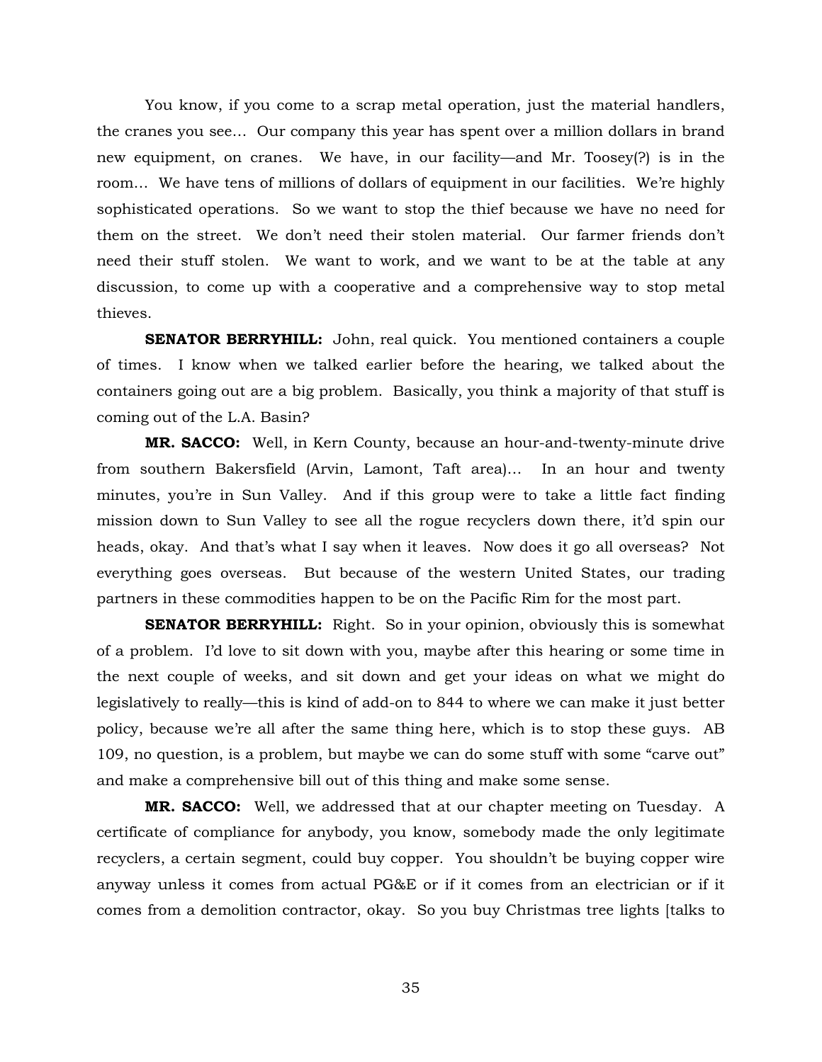You know, if you come to a scrap metal operation, just the material handlers, the cranes you see… Our company this year has spent over a million dollars in brand new equipment, on cranes. We have, in our facility—and Mr. Toosey(?) is in the room… We have tens of millions of dollars of equipment in our facilities. We're highly sophisticated operations. So we want to stop the thief because we have no need for them on the street. We don't need their stolen material. Our farmer friends don't need their stuff stolen. We want to work, and we want to be at the table at any discussion, to come up with a cooperative and a comprehensive way to stop metal thieves.

**SENATOR BERRYHILL:** John, real quick. You mentioned containers a couple of times. I know when we talked earlier before the hearing, we talked about the containers going out are a big problem. Basically, you think a majority of that stuff is coming out of the L.A. Basin?

**MR. SACCO:** Well, in Kern County, because an hour-and-twenty-minute drive from southern Bakersfield (Arvin, Lamont, Taft area)… In an hour and twenty minutes, you're in Sun Valley. And if this group were to take a little fact finding mission down to Sun Valley to see all the rogue recyclers down there, it'd spin our heads, okay. And that's what I say when it leaves. Now does it go all overseas? Not everything goes overseas. But because of the western United States, our trading partners in these commodities happen to be on the Pacific Rim for the most part.

**SENATOR BERRYHILL:** Right. So in your opinion, obviously this is somewhat of a problem. I'd love to sit down with you, maybe after this hearing or some time in the next couple of weeks, and sit down and get your ideas on what we might do legislatively to really—this is kind of add-on to 844 to where we can make it just better policy, because we're all after the same thing here, which is to stop these guys. AB 109, no question, is a problem, but maybe we can do some stuff with some "carve out" and make a comprehensive bill out of this thing and make some sense.

**MR. SACCO:** Well, we addressed that at our chapter meeting on Tuesday. A certificate of compliance for anybody, you know, somebody made the only legitimate recyclers, a certain segment, could buy copper. You shouldn't be buying copper wire anyway unless it comes from actual PG&E or if it comes from an electrician or if it comes from a demolition contractor, okay. So you buy Christmas tree lights [talks to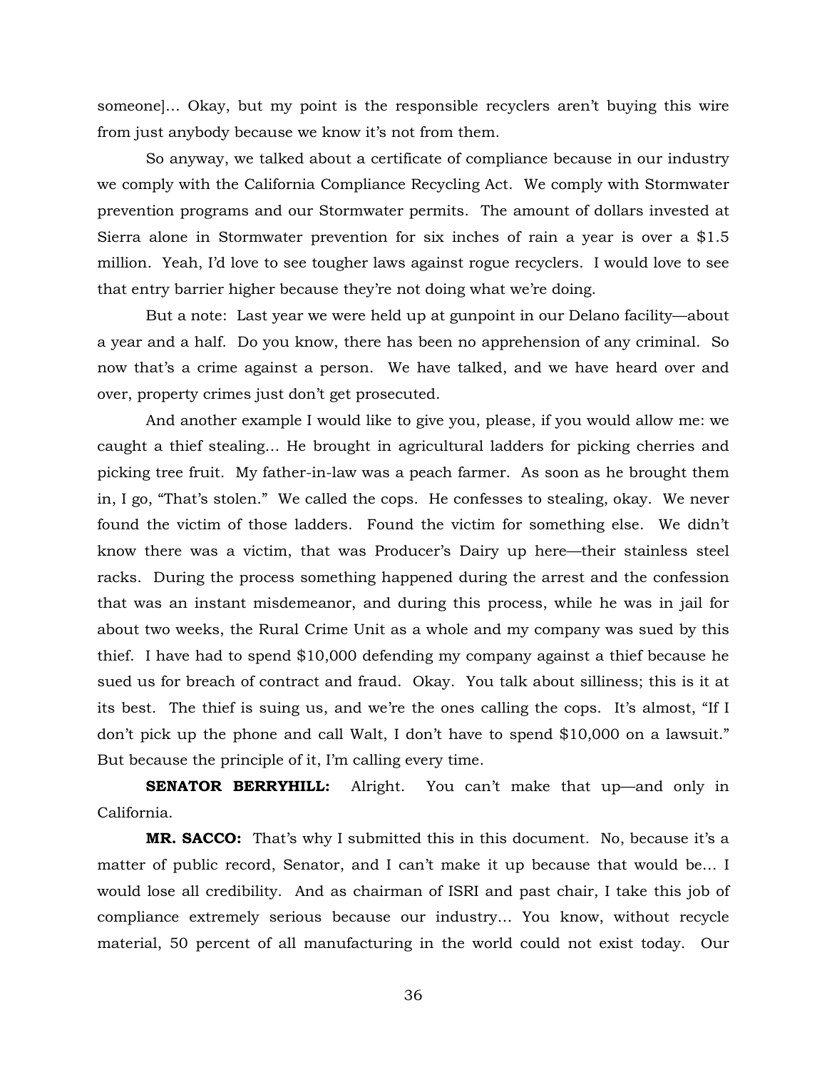someone]… Okay, but my point is the responsible recyclers aren't buying this wire from just anybody because we know it's not from them.

So anyway, we talked about a certificate of compliance because in our industry we comply with the California Compliance Recycling Act. We comply with Stormwater prevention programs and our Stormwater permits. The amount of dollars invested at Sierra alone in Stormwater prevention for six inches of rain a year is over a $1.5 million. Yeah, I'd love to see tougher laws against rogue recyclers. I would love to see that entry barrier higher because they're not doing what we're doing.

But a note: Last year we were held up at gunpoint in our Delano facility—about a year and a half. Do you know, there has been no apprehension of any criminal. So now that's a crime against a person. We have talked, and we have heard over and over, property crimes just don't get prosecuted.

And another example I would like to give you, please, if you would allow me: we caught a thief stealing… He brought in agricultural ladders for picking cherries and picking tree fruit. My father-in-law was a peach farmer. As soon as he brought them in, I go, "That's stolen." We called the cops. He confesses to stealing, okay. We never found the victim of those ladders. Found the victim for something else. We didn't know there was a victim, that was Producer's Dairy up here—their stainless steel racks. During the process something happened during the arrest and the confession that was an instant misdemeanor, and during this process, while he was in jail for about two weeks, the Rural Crime Unit as a whole and my company was sued by this thief. I have had to spend $10,000 defending my company against a thief because he sued us for breach of contract and fraud. Okay. You talk about silliness; this is it at its best. The thief is suing us, and we're the ones calling the cops. It's almost, "If I don't pick up the phone and call Walt, I don't have to spend $10,000 on a lawsuit." But because the principle of it, I'm calling every time.

**SENATOR BERRYHILL:** Alright. You can't make that up—and only in California.

**MR. SACCO:** That's why I submitted this in this document. No, because it's a matter of public record, Senator, and I can't make it up because that would be… I would lose all credibility. And as chairman of ISRI and past chair, I take this job of compliance extremely serious because our industry… You know, without recycle material, 50 percent of all manufacturing in the world could not exist today. Our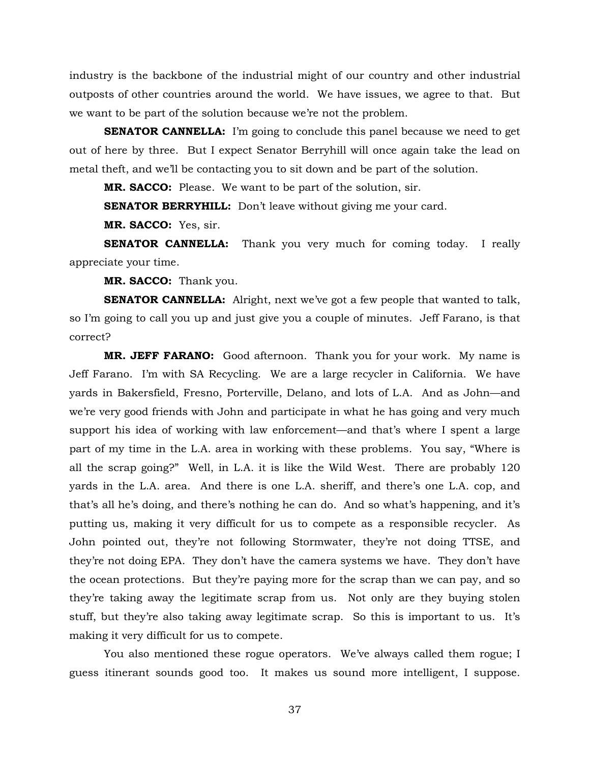industry is the backbone of the industrial might of our country and other industrial outposts of other countries around the world. We have issues, we agree to that. But we want to be part of the solution because we're not the problem.

**SENATOR CANNELLA:** I'm going to conclude this panel because we need to get out of here by three. But I expect Senator Berryhill will once again take the lead on metal theft, and we'll be contacting you to sit down and be part of the solution.

**MR. SACCO:** Please. We want to be part of the solution, sir.

**SENATOR BERRYHILL:** Don't leave without giving me your card.

**MR. SACCO:** Yes, sir.

**SENATOR CANNELLA:** Thank you very much for coming today. I really appreciate your time.

**MR. SACCO:** Thank you.

**SENATOR CANNELLA:** Alright, next we've got a few people that wanted to talk, so I'm going to call you up and just give you a couple of minutes. Jeff Farano, is that correct?

**MR. JEFF FARANO:** Good afternoon. Thank you for your work. My name is Jeff Farano. I'm with SA Recycling. We are a large recycler in California. We have yards in Bakersfield, Fresno, Porterville, Delano, and lots of L.A. And as John—and we're very good friends with John and participate in what he has going and very much support his idea of working with law enforcement—and that's where I spent a large part of my time in the L.A. area in working with these problems. You say, "Where is all the scrap going?" Well, in L.A. it is like the Wild West. There are probably 120 yards in the L.A. area. And there is one L.A. sheriff, and there's one L.A. cop, and that's all he's doing, and there's nothing he can do. And so what's happening, and it's putting us, making it very difficult for us to compete as a responsible recycler. As John pointed out, they're not following Stormwater, they're not doing TTSE, and they're not doing EPA. They don't have the camera systems we have. They don't have the ocean protections. But they're paying more for the scrap than we can pay, and so they're taking away the legitimate scrap from us. Not only are they buying stolen stuff, but they're also taking away legitimate scrap. So this is important to us. It's making it very difficult for us to compete.

You also mentioned these rogue operators. We've always called them rogue; I guess itinerant sounds good too. It makes us sound more intelligent, I suppose.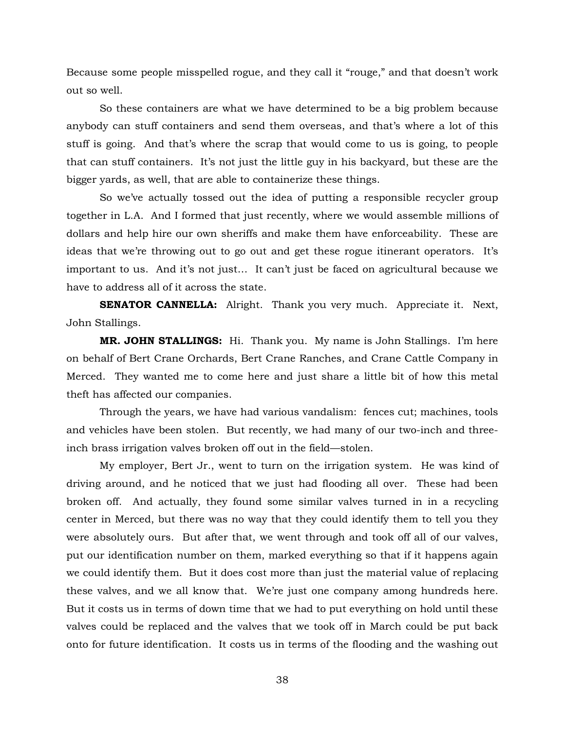Because some people misspelled rogue, and they call it "rouge," and that doesn't work out so well.

So these containers are what we have determined to be a big problem because anybody can stuff containers and send them overseas, and that's where a lot of this stuff is going. And that's where the scrap that would come to us is going, to people that can stuff containers. It's not just the little guy in his backyard, but these are the bigger yards, as well, that are able to containerize these things.

So we've actually tossed out the idea of putting a responsible recycler group together in L.A. And I formed that just recently, where we would assemble millions of dollars and help hire our own sheriffs and make them have enforceability. These are ideas that we're throwing out to go out and get these rogue itinerant operators. It's important to us. And it's not just… It can't just be faced on agricultural because we have to address all of it across the state.

**SENATOR CANNELLA:** Alright. Thank you very much. Appreciate it. Next, John Stallings.

**MR. JOHN STALLINGS:** Hi. Thank you. My name is John Stallings. I'm here on behalf of Bert Crane Orchards, Bert Crane Ranches, and Crane Cattle Company in Merced. They wanted me to come here and just share a little bit of how this metal theft has affected our companies.

Through the years, we have had various vandalism: fences cut; machines, tools and vehicles have been stolen. But recently, we had many of our two-inch and three-inch brass irrigation valves broken off out in the field—stolen.

My employer, Bert Jr., went to turn on the irrigation system. He was kind of driving around, and he noticed that we just had flooding all over. These had been broken off. And actually, they found some similar valves turned in in a recycling center in Merced, but there was no way that they could identify them to tell you they were absolutely ours. But after that, we went through and took off all of our valves, put our identification number on them, marked everything so that if it happens again we could identify them. But it does cost more than just the material value of replacing these valves, and we all know that. We're just one company among hundreds here. But it costs us in terms of down time that we had to put everything on hold until these valves could be replaced and the valves that we took off in March could be put back onto for future identification. It costs us in terms of the flooding and the washing out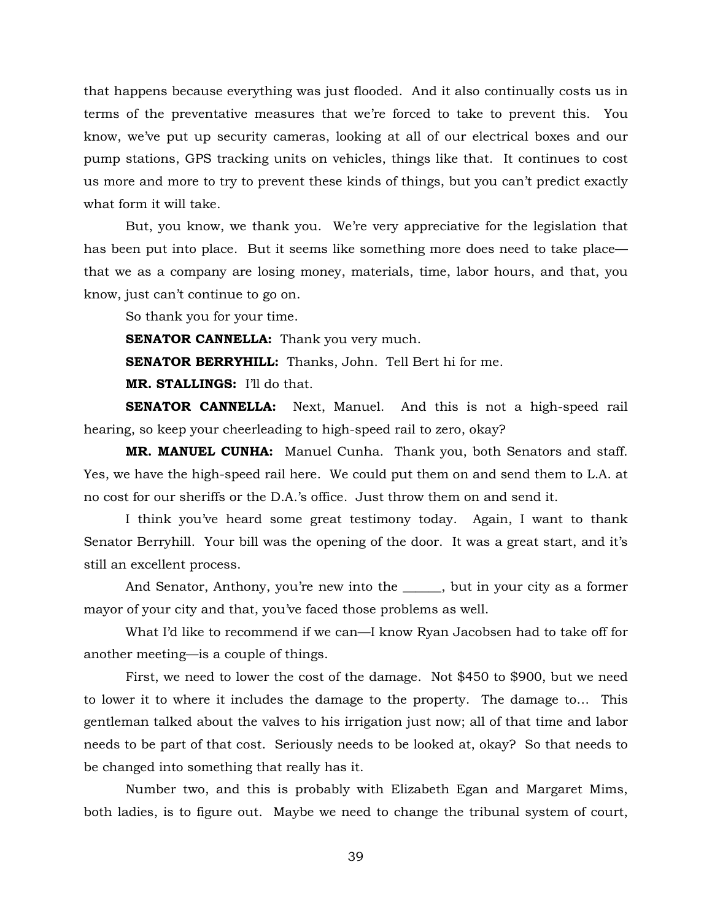that happens because everything was just flooded. And it also continually costs us in terms of the preventative measures that we're forced to take to prevent this. You know, we've put up security cameras, looking at all of our electrical boxes and our pump stations, GPS tracking units on vehicles, things like that. It continues to cost us more and more to try to prevent these kinds of things, but you can't predict exactly what form it will take.

But, you know, we thank you. We're very appreciative for the legislation that has been put into place. But it seems like something more does need to take place—that we as a company are losing money, materials, time, labor hours, and that, you know, just can't continue to go on.

So thank you for your time.

**SENATOR CANNELLA:** Thank you very much.

**SENATOR BERRYHILL:** Thanks, John. Tell Bert hi for me.

**MR. STALLINGS:** I'll do that.

**SENATOR CANNELLA:** Next, Manuel. And this is not a high-speed rail hearing, so keep your cheerleading to high-speed rail to zero, okay?

**MR. MANUEL CUNHA:** Manuel Cunha. Thank you, both Senators and staff. Yes, we have the high-speed rail here. We could put them on and send them to L.A. at no cost for our sheriffs or the D.A.'s office. Just throw them on and send it.

I think you've heard some great testimony today. Again, I want to thank Senator Berryhill. Your bill was the opening of the door. It was a great start, and it's still an excellent process.

And Senator, Anthony, you're new into the ______, but in your city as a former mayor of your city and that, you've faced those problems as well.

What I'd like to recommend if we can—I know Ryan Jacobsen had to take off for another meeting—is a couple of things.

First, we need to lower the cost of the damage. Not $450 to $900, but we need to lower it to where it includes the damage to the property. The damage to… This gentleman talked about the valves to his irrigation just now; all of that time and labor needs to be part of that cost. Seriously needs to be looked at, okay? So that needs to be changed into something that really has it.

Number two, and this is probably with Elizabeth Egan and Margaret Mims, both ladies, is to figure out. Maybe we need to change the tribunal system of court,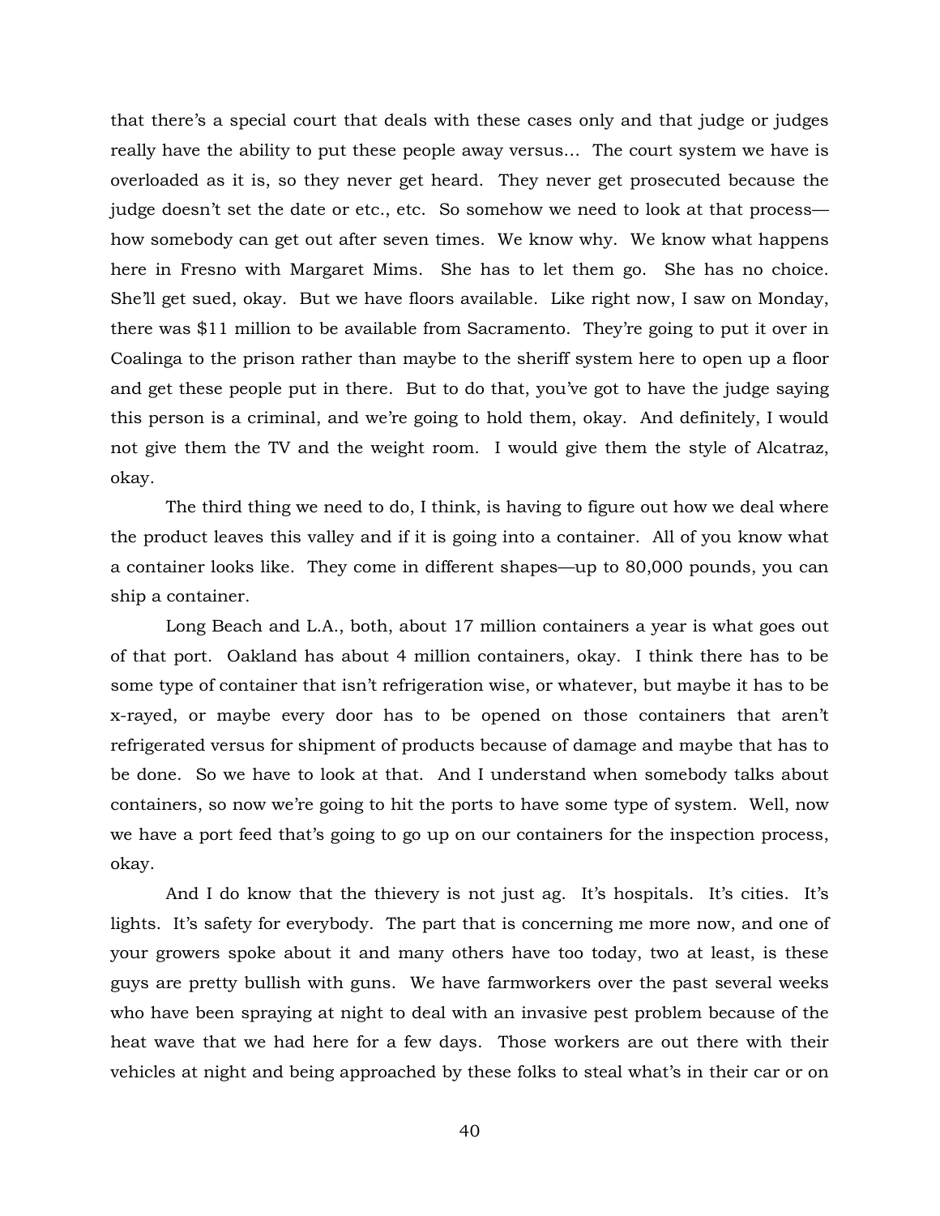that there's a special court that deals with these cases only and that judge or judges really have the ability to put these people away versus... The court system we have is overloaded as it is, so they never get heard. They never get prosecuted because the judge doesn't set the date or etc., etc. So somehow we need to look at that process—how somebody can get out after seven times. We know why. We know what happens here in Fresno with Margaret Mims. She has to let them go. She has no choice. She'll get sued, okay. But we have floors available. Like right now, I saw on Monday, there was $11 million to be available from Sacramento. They're going to put it over in Coalinga to the prison rather than maybe to the sheriff system here to open up a floor and get these people put in there. But to do that, you've got to have the judge saying this person is a criminal, and we're going to hold them, okay. And definitely, I would not give them the TV and the weight room. I would give them the style of Alcatraz, okay.

The third thing we need to do, I think, is having to figure out how we deal where the product leaves this valley and if it is going into a container. All of you know what a container looks like. They come in different shapes—up to 80,000 pounds, you can ship a container.

Long Beach and L.A., both, about 17 million containers a year is what goes out of that port. Oakland has about 4 million containers, okay. I think there has to be some type of container that isn't refrigeration wise, or whatever, but maybe it has to be x-rayed, or maybe every door has to be opened on those containers that aren't refrigerated versus for shipment of products because of damage and maybe that has to be done. So we have to look at that. And I understand when somebody talks about containers, so now we're going to hit the ports to have some type of system. Well, now we have a port feed that's going to go up on our containers for the inspection process, okay.

And I do know that the thievery is not just ag. It's hospitals. It's cities. It's lights. It's safety for everybody. The part that is concerning me more now, and one of your growers spoke about it and many others have too today, two at least, is these guys are pretty bullish with guns. We have farmworkers over the past several weeks who have been spraying at night to deal with an invasive pest problem because of the heat wave that we had here for a few days. Those workers are out there with their vehicles at night and being approached by these folks to steal what's in their car or on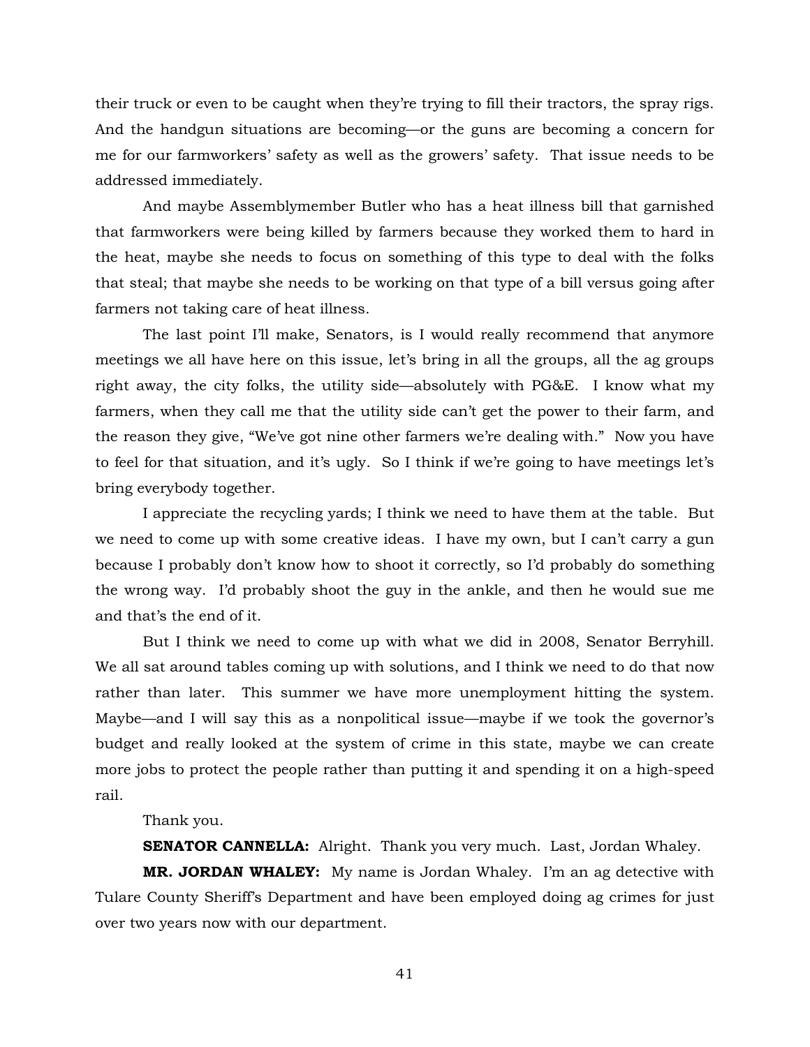their truck or even to be caught when they're trying to fill their tractors, the spray rigs. And the handgun situations are becoming—or the guns are becoming a concern for me for our farmworkers' safety as well as the growers' safety. That issue needs to be addressed immediately.

And maybe Assemblymember Butler who has a heat illness bill that garnished that farmworkers were being killed by farmers because they worked them to hard in the heat, maybe she needs to focus on something of this type to deal with the folks that steal; that maybe she needs to be working on that type of a bill versus going after farmers not taking care of heat illness.

The last point I'll make, Senators, is I would really recommend that anymore meetings we all have here on this issue, let's bring in all the groups, all the ag groups right away, the city folks, the utility side—absolutely with PG&E. I know what my farmers, when they call me that the utility side can't get the power to their farm, and the reason they give, "We've got nine other farmers we're dealing with." Now you have to feel for that situation, and it's ugly. So I think if we're going to have meetings let's bring everybody together.

I appreciate the recycling yards; I think we need to have them at the table. But we need to come up with some creative ideas. I have my own, but I can't carry a gun because I probably don't know how to shoot it correctly, so I'd probably do something the wrong way. I'd probably shoot the guy in the ankle, and then he would sue me and that's the end of it.

But I think we need to come up with what we did in 2008, Senator Berryhill. We all sat around tables coming up with solutions, and I think we need to do that now rather than later. This summer we have more unemployment hitting the system. Maybe—and I will say this as a nonpolitical issue—maybe if we took the governor's budget and really looked at the system of crime in this state, maybe we can create more jobs to protect the people rather than putting it and spending it on a high-speed rail.

Thank you.

**SENATOR CANNELLA:** Alright. Thank you very much. Last, Jordan Whaley.

**MR. JORDAN WHALEY:** My name is Jordan Whaley. I'm an ag detective with Tulare County Sheriff's Department and have been employed doing ag crimes for just over two years now with our department.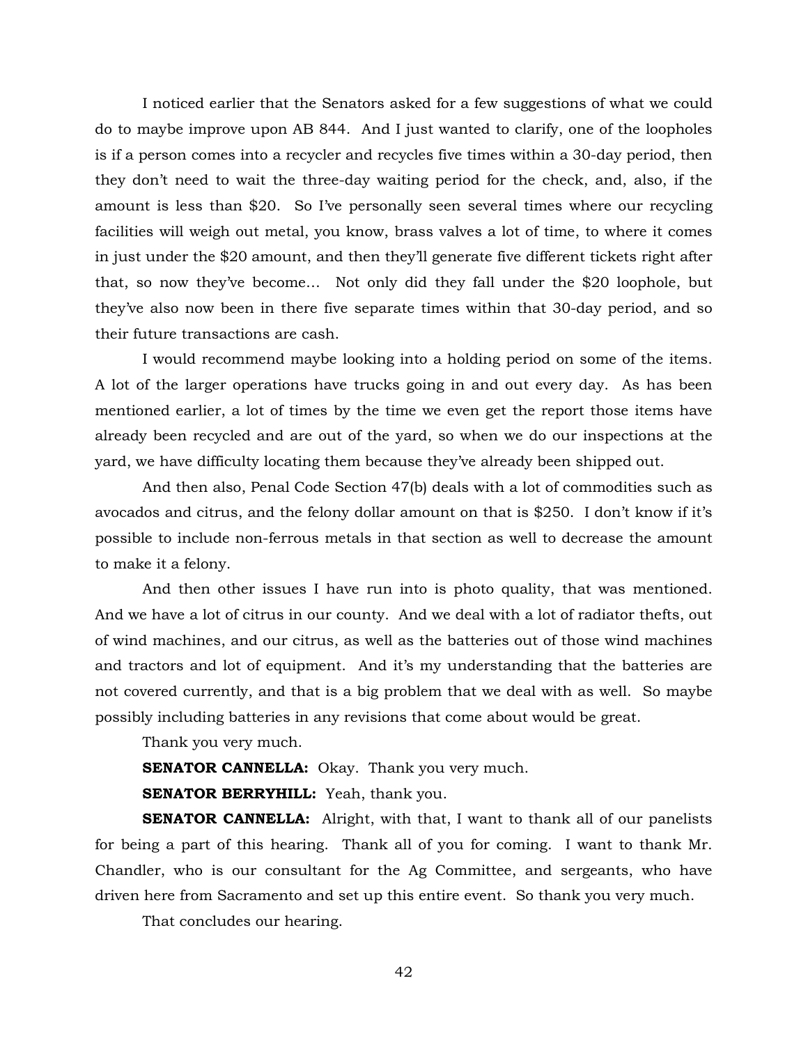I noticed earlier that the Senators asked for a few suggestions of what we could do to maybe improve upon AB 844. And I just wanted to clarify, one of the loopholes is if a person comes into a recycler and recycles five times within a 30-day period, then they don't need to wait the three-day waiting period for the check, and, also, if the amount is less than $20. So I've personally seen several times where our recycling facilities will weigh out metal, you know, brass valves a lot of time, to where it comes in just under the $20 amount, and then they'll generate five different tickets right after that, so now they've become… Not only did they fall under the $20 loophole, but they've also now been in there five separate times within that 30-day period, and so their future transactions are cash.

I would recommend maybe looking into a holding period on some of the items. A lot of the larger operations have trucks going in and out every day. As has been mentioned earlier, a lot of times by the time we even get the report those items have already been recycled and are out of the yard, so when we do our inspections at the yard, we have difficulty locating them because they've already been shipped out.

And then also, Penal Code Section 47(b) deals with a lot of commodities such as avocados and citrus, and the felony dollar amount on that is $250. I don't know if it's possible to include non-ferrous metals in that section as well to decrease the amount to make it a felony.

And then other issues I have run into is photo quality, that was mentioned. And we have a lot of citrus in our county. And we deal with a lot of radiator thefts, out of wind machines, and our citrus, as well as the batteries out of those wind machines and tractors and lot of equipment. And it's my understanding that the batteries are not covered currently, and that is a big problem that we deal with as well. So maybe possibly including batteries in any revisions that come about would be great.

Thank you very much.

**SENATOR CANNELLA:** Okay. Thank you very much.

**SENATOR BERRYHILL:** Yeah, thank you.

**SENATOR CANNELLA:** Alright, with that, I want to thank all of our panelists for being a part of this hearing. Thank all of you for coming. I want to thank Mr. Chandler, who is our consultant for the Ag Committee, and sergeants, who have driven here from Sacramento and set up this entire event. So thank you very much.

That concludes our hearing.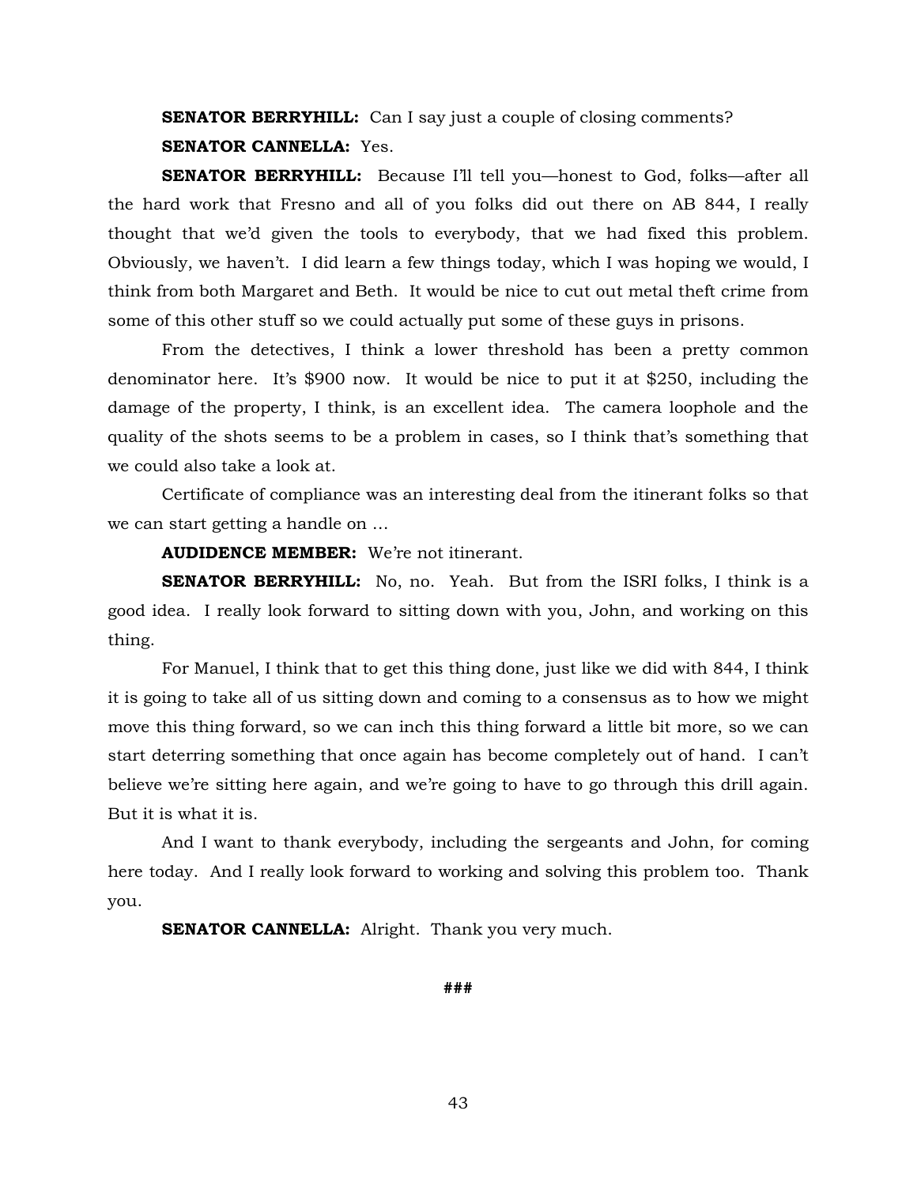**SENATOR BERRYHILL:** Can I say just a couple of closing comments?

**SENATOR CANNELLA:** Yes.

**SENATOR BERRYHILL:** Because I'll tell you—honest to God, folks—after all the hard work that Fresno and all of you folks did out there on AB 844, I really thought that we'd given the tools to everybody, that we had fixed this problem. Obviously, we haven't. I did learn a few things today, which I was hoping we would, I think from both Margaret and Beth. It would be nice to cut out metal theft crime from some of this other stuff so we could actually put some of these guys in prisons.

From the detectives, I think a lower threshold has been a pretty common denominator here. It's $900 now. It would be nice to put it at $250, including the damage of the property, I think, is an excellent idea. The camera loophole and the quality of the shots seems to be a problem in cases, so I think that's something that we could also take a look at.

Certificate of compliance was an interesting deal from the itinerant folks so that we can start getting a handle on …

**AUDIDENCE MEMBER:** We're not itinerant.

**SENATOR BERRYHILL:** No, no. Yeah. But from the ISRI folks, I think is a good idea. I really look forward to sitting down with you, John, and working on this thing.

For Manuel, I think that to get this thing done, just like we did with 844, I think it is going to take all of us sitting down and coming to a consensus as to how we might move this thing forward, so we can inch this thing forward a little bit more, so we can start deterring something that once again has become completely out of hand. I can't believe we're sitting here again, and we're going to have to go through this drill again. But it is what it is.

And I want to thank everybody, including the sergeants and John, for coming here today. And I really look forward to working and solving this problem too. Thank you.

**SENATOR CANNELLA:** Alright. Thank you very much.

###